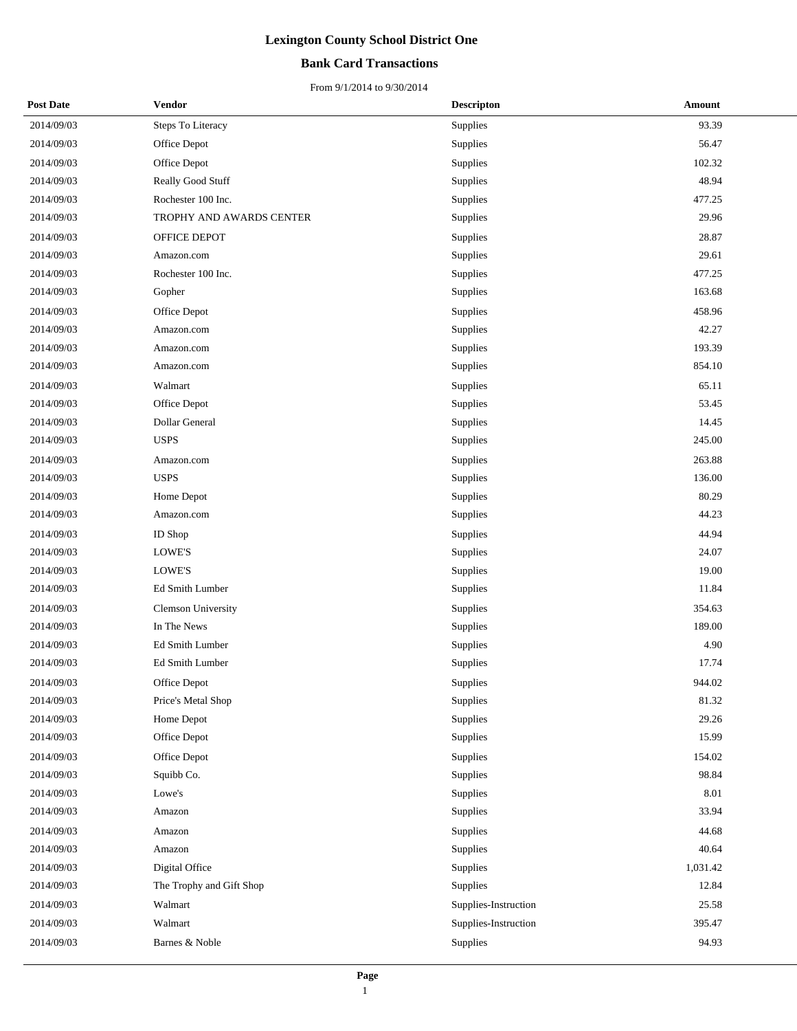# Lexington County School District One

## Bank Card Transactions

From 9/1/2014 to 9/30/2014

| Post Date | Vendor | Descripton | Amount |
|---|---|---|---|
| 2014/09/03 | Steps To Literacy | Supplies | 93.39 |
| 2014/09/03 | Office Depot | Supplies | 56.47 |
| 2014/09/03 | Office Depot | Supplies | 102.32 |
| 2014/09/03 | Really Good Stuff | Supplies | 48.94 |
| 2014/09/03 | Rochester 100 Inc. | Supplies | 477.25 |
| 2014/09/03 | TROPHY AND AWARDS CENTER | Supplies | 29.96 |
| 2014/09/03 | OFFICE DEPOT | Supplies | 28.87 |
| 2014/09/03 | Amazon.com | Supplies | 29.61 |
| 2014/09/03 | Rochester 100 Inc. | Supplies | 477.25 |
| 2014/09/03 | Gopher | Supplies | 163.68 |
| 2014/09/03 | Office Depot | Supplies | 458.96 |
| 2014/09/03 | Amazon.com | Supplies | 42.27 |
| 2014/09/03 | Amazon.com | Supplies | 193.39 |
| 2014/09/03 | Amazon.com | Supplies | 854.10 |
| 2014/09/03 | Walmart | Supplies | 65.11 |
| 2014/09/03 | Office Depot | Supplies | 53.45 |
| 2014/09/03 | Dollar General | Supplies | 14.45 |
| 2014/09/03 | USPS | Supplies | 245.00 |
| 2014/09/03 | Amazon.com | Supplies | 263.88 |
| 2014/09/03 | USPS | Supplies | 136.00 |
| 2014/09/03 | Home Depot | Supplies | 80.29 |
| 2014/09/03 | Amazon.com | Supplies | 44.23 |
| 2014/09/03 | ID Shop | Supplies | 44.94 |
| 2014/09/03 | LOWE'S | Supplies | 24.07 |
| 2014/09/03 | LOWE'S | Supplies | 19.00 |
| 2014/09/03 | Ed Smith Lumber | Supplies | 11.84 |
| 2014/09/03 | Clemson University | Supplies | 354.63 |
| 2014/09/03 | In The News | Supplies | 189.00 |
| 2014/09/03 | Ed Smith Lumber | Supplies | 4.90 |
| 2014/09/03 | Ed Smith Lumber | Supplies | 17.74 |
| 2014/09/03 | Office Depot | Supplies | 944.02 |
| 2014/09/03 | Price's Metal Shop | Supplies | 81.32 |
| 2014/09/03 | Home Depot | Supplies | 29.26 |
| 2014/09/03 | Office Depot | Supplies | 15.99 |
| 2014/09/03 | Office Depot | Supplies | 154.02 |
| 2014/09/03 | Squibb Co. | Supplies | 98.84 |
| 2014/09/03 | Lowe's | Supplies | 8.01 |
| 2014/09/03 | Amazon | Supplies | 33.94 |
| 2014/09/03 | Amazon | Supplies | 44.68 |
| 2014/09/03 | Amazon | Supplies | 40.64 |
| 2014/09/03 | Digital Office | Supplies | 1,031.42 |
| 2014/09/03 | The Trophy and Gift Shop | Supplies | 12.84 |
| 2014/09/03 | Walmart | Supplies-Instruction | 25.58 |
| 2014/09/03 | Walmart | Supplies-Instruction | 395.47 |
| 2014/09/03 | Barnes & Noble | Supplies | 94.93 |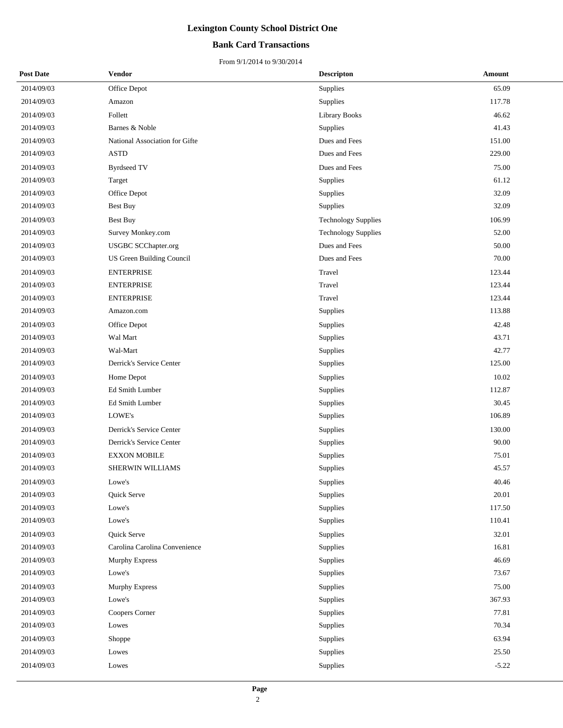# Lexington County School District One

## Bank Card Transactions

From 9/1/2014 to 9/30/2014

| Post Date | Vendor | Descripton | Amount |
|---|---|---|---|
| 2014/09/03 | Office Depot | Supplies | 65.09 |
| 2014/09/03 | Amazon | Supplies | 117.78 |
| 2014/09/03 | Follett | Library Books | 46.62 |
| 2014/09/03 | Barnes & Noble | Supplies | 41.43 |
| 2014/09/03 | National Association for Gifte | Dues and Fees | 151.00 |
| 2014/09/03 | ASTD | Dues and Fees | 229.00 |
| 2014/09/03 | Byrdseed TV | Dues and Fees | 75.00 |
| 2014/09/03 | Target | Supplies | 61.12 |
| 2014/09/03 | Office Depot | Supplies | 32.09 |
| 2014/09/03 | Best Buy | Supplies | 32.09 |
| 2014/09/03 | Best Buy | Technology Supplies | 106.99 |
| 2014/09/03 | Survey Monkey.com | Technology Supplies | 52.00 |
| 2014/09/03 | USGBC SCChapter.org | Dues and Fees | 50.00 |
| 2014/09/03 | US Green Building Council | Dues and Fees | 70.00 |
| 2014/09/03 | ENTERPRISE | Travel | 123.44 |
| 2014/09/03 | ENTERPRISE | Travel | 123.44 |
| 2014/09/03 | ENTERPRISE | Travel | 123.44 |
| 2014/09/03 | Amazon.com | Supplies | 113.88 |
| 2014/09/03 | Office Depot | Supplies | 42.48 |
| 2014/09/03 | Wal Mart | Supplies | 43.71 |
| 2014/09/03 | Wal-Mart | Supplies | 42.77 |
| 2014/09/03 | Derrick's Service Center | Supplies | 125.00 |
| 2014/09/03 | Home Depot | Supplies | 10.02 |
| 2014/09/03 | Ed Smith Lumber | Supplies | 112.87 |
| 2014/09/03 | Ed Smith Lumber | Supplies | 30.45 |
| 2014/09/03 | LOWE's | Supplies | 106.89 |
| 2014/09/03 | Derrick's Service Center | Supplies | 130.00 |
| 2014/09/03 | Derrick's Service Center | Supplies | 90.00 |
| 2014/09/03 | EXXON MOBILE | Supplies | 75.01 |
| 2014/09/03 | SHERWIN WILLIAMS | Supplies | 45.57 |
| 2014/09/03 | Lowe's | Supplies | 40.46 |
| 2014/09/03 | Quick Serve | Supplies | 20.01 |
| 2014/09/03 | Lowe's | Supplies | 117.50 |
| 2014/09/03 | Lowe's | Supplies | 110.41 |
| 2014/09/03 | Quick Serve | Supplies | 32.01 |
| 2014/09/03 | Carolina Carolina Convenience | Supplies | 16.81 |
| 2014/09/03 | Murphy Express | Supplies | 46.69 |
| 2014/09/03 | Lowe's | Supplies | 73.67 |
| 2014/09/03 | Murphy Express | Supplies | 75.00 |
| 2014/09/03 | Lowe's | Supplies | 367.93 |
| 2014/09/03 | Coopers Corner | Supplies | 77.81 |
| 2014/09/03 | Lowes | Supplies | 70.34 |
| 2014/09/03 | Shoppe | Supplies | 63.94 |
| 2014/09/03 | Lowes | Supplies | 25.50 |
| 2014/09/03 | Lowes | Supplies | -5.22 |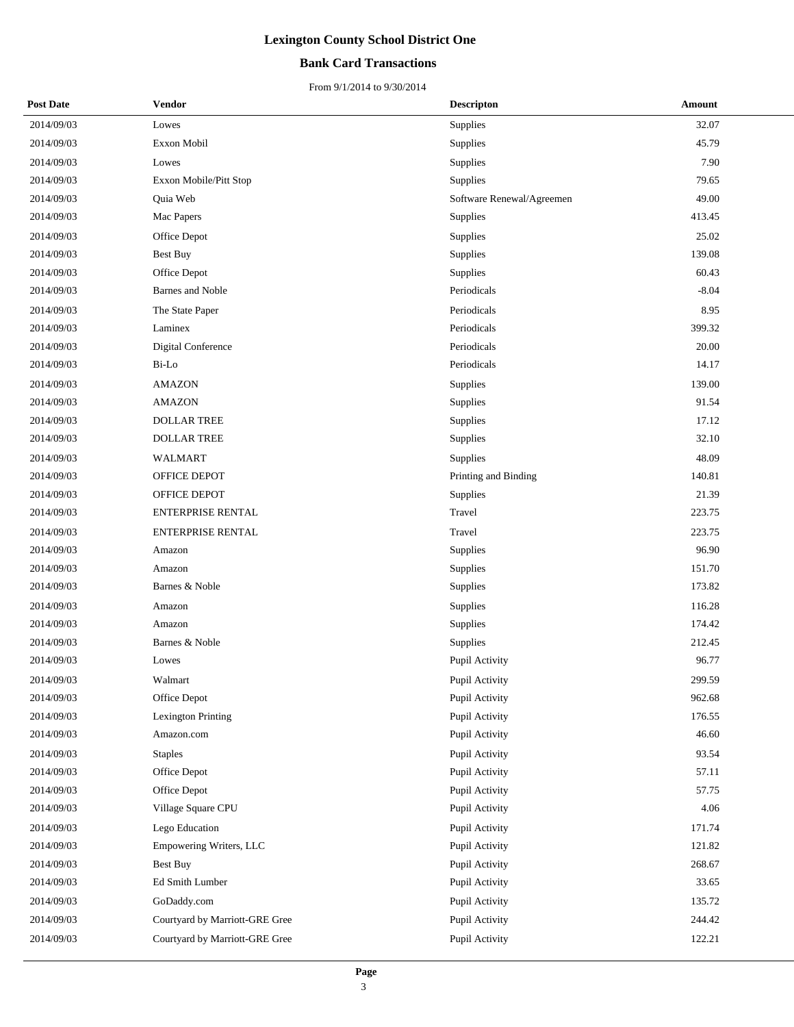# Lexington County School District One

## Bank Card Transactions

From 9/1/2014 to 9/30/2014

| Post Date | Vendor | Descripton | Amount |
|---|---|---|---|
| 2014/09/03 | Lowes | Supplies | 32.07 |
| 2014/09/03 | Exxon Mobil | Supplies | 45.79 |
| 2014/09/03 | Lowes | Supplies | 7.90 |
| 2014/09/03 | Exxon Mobile/Pitt Stop | Supplies | 79.65 |
| 2014/09/03 | Quia Web | Software Renewal/Agreemen | 49.00 |
| 2014/09/03 | Mac Papers | Supplies | 413.45 |
| 2014/09/03 | Office Depot | Supplies | 25.02 |
| 2014/09/03 | Best Buy | Supplies | 139.08 |
| 2014/09/03 | Office Depot | Supplies | 60.43 |
| 2014/09/03 | Barnes and Noble | Periodicals | -8.04 |
| 2014/09/03 | The State Paper | Periodicals | 8.95 |
| 2014/09/03 | Laminex | Periodicals | 399.32 |
| 2014/09/03 | Digital Conference | Periodicals | 20.00 |
| 2014/09/03 | Bi-Lo | Periodicals | 14.17 |
| 2014/09/03 | AMAZON | Supplies | 139.00 |
| 2014/09/03 | AMAZON | Supplies | 91.54 |
| 2014/09/03 | DOLLAR TREE | Supplies | 17.12 |
| 2014/09/03 | DOLLAR TREE | Supplies | 32.10 |
| 2014/09/03 | WALMART | Supplies | 48.09 |
| 2014/09/03 | OFFICE DEPOT | Printing and Binding | 140.81 |
| 2014/09/03 | OFFICE DEPOT | Supplies | 21.39 |
| 2014/09/03 | ENTERPRISE RENTAL | Travel | 223.75 |
| 2014/09/03 | ENTERPRISE RENTAL | Travel | 223.75 |
| 2014/09/03 | Amazon | Supplies | 96.90 |
| 2014/09/03 | Amazon | Supplies | 151.70 |
| 2014/09/03 | Barnes & Noble | Supplies | 173.82 |
| 2014/09/03 | Amazon | Supplies | 116.28 |
| 2014/09/03 | Amazon | Supplies | 174.42 |
| 2014/09/03 | Barnes & Noble | Supplies | 212.45 |
| 2014/09/03 | Lowes | Pupil Activity | 96.77 |
| 2014/09/03 | Walmart | Pupil Activity | 299.59 |
| 2014/09/03 | Office Depot | Pupil Activity | 962.68 |
| 2014/09/03 | Lexington Printing | Pupil Activity | 176.55 |
| 2014/09/03 | Amazon.com | Pupil Activity | 46.60 |
| 2014/09/03 | Staples | Pupil Activity | 93.54 |
| 2014/09/03 | Office Depot | Pupil Activity | 57.11 |
| 2014/09/03 | Office Depot | Pupil Activity | 57.75 |
| 2014/09/03 | Village Square CPU | Pupil Activity | 4.06 |
| 2014/09/03 | Lego Education | Pupil Activity | 171.74 |
| 2014/09/03 | Empowering Writers, LLC | Pupil Activity | 121.82 |
| 2014/09/03 | Best Buy | Pupil Activity | 268.67 |
| 2014/09/03 | Ed Smith Lumber | Pupil Activity | 33.65 |
| 2014/09/03 | GoDaddy.com | Pupil Activity | 135.72 |
| 2014/09/03 | Courtyard by Marriott-GRE Gree | Pupil Activity | 244.42 |
| 2014/09/03 | Courtyard by Marriott-GRE Gree | Pupil Activity | 122.21 |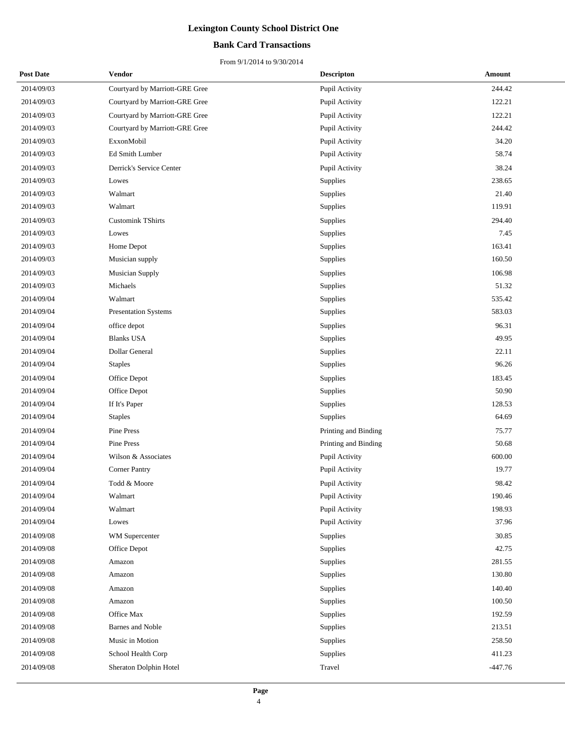# Lexington County School District One

## Bank Card Transactions

From 9/1/2014 to 9/30/2014

| Post Date | Vendor | Descripton | Amount |
|---|---|---|---|
| 2014/09/03 | Courtyard by Marriott-GRE Gree | Pupil Activity | 244.42 |
| 2014/09/03 | Courtyard by Marriott-GRE Gree | Pupil Activity | 122.21 |
| 2014/09/03 | Courtyard by Marriott-GRE Gree | Pupil Activity | 122.21 |
| 2014/09/03 | Courtyard by Marriott-GRE Gree | Pupil Activity | 244.42 |
| 2014/09/03 | ExxonMobil | Pupil Activity | 34.20 |
| 2014/09/03 | Ed Smith Lumber | Pupil Activity | 58.74 |
| 2014/09/03 | Derrick's Service Center | Pupil Activity | 38.24 |
| 2014/09/03 | Lowes | Supplies | 238.65 |
| 2014/09/03 | Walmart | Supplies | 21.40 |
| 2014/09/03 | Walmart | Supplies | 119.91 |
| 2014/09/03 | Customink TShirts | Supplies | 294.40 |
| 2014/09/03 | Lowes | Supplies | 7.45 |
| 2014/09/03 | Home Depot | Supplies | 163.41 |
| 2014/09/03 | Musician supply | Supplies | 160.50 |
| 2014/09/03 | Musician Supply | Supplies | 106.98 |
| 2014/09/03 | Michaels | Supplies | 51.32 |
| 2014/09/04 | Walmart | Supplies | 535.42 |
| 2014/09/04 | Presentation Systems | Supplies | 583.03 |
| 2014/09/04 | office depot | Supplies | 96.31 |
| 2014/09/04 | Blanks USA | Supplies | 49.95 |
| 2014/09/04 | Dollar General | Supplies | 22.11 |
| 2014/09/04 | Staples | Supplies | 96.26 |
| 2014/09/04 | Office Depot | Supplies | 183.45 |
| 2014/09/04 | Office Depot | Supplies | 50.90 |
| 2014/09/04 | If It's Paper | Supplies | 128.53 |
| 2014/09/04 | Staples | Supplies | 64.69 |
| 2014/09/04 | Pine Press | Printing and Binding | 75.77 |
| 2014/09/04 | Pine Press | Printing and Binding | 50.68 |
| 2014/09/04 | Wilson & Associates | Pupil Activity | 600.00 |
| 2014/09/04 | Corner Pantry | Pupil Activity | 19.77 |
| 2014/09/04 | Todd & Moore | Pupil Activity | 98.42 |
| 2014/09/04 | Walmart | Pupil Activity | 190.46 |
| 2014/09/04 | Walmart | Pupil Activity | 198.93 |
| 2014/09/04 | Lowes | Pupil Activity | 37.96 |
| 2014/09/08 | WM Supercenter | Supplies | 30.85 |
| 2014/09/08 | Office Depot | Supplies | 42.75 |
| 2014/09/08 | Amazon | Supplies | 281.55 |
| 2014/09/08 | Amazon | Supplies | 130.80 |
| 2014/09/08 | Amazon | Supplies | 140.40 |
| 2014/09/08 | Amazon | Supplies | 100.50 |
| 2014/09/08 | Office Max | Supplies | 192.59 |
| 2014/09/08 | Barnes and Noble | Supplies | 213.51 |
| 2014/09/08 | Music in Motion | Supplies | 258.50 |
| 2014/09/08 | School Health Corp | Supplies | 411.23 |
| 2014/09/08 | Sheraton Dolphin Hotel | Travel | -447.76 |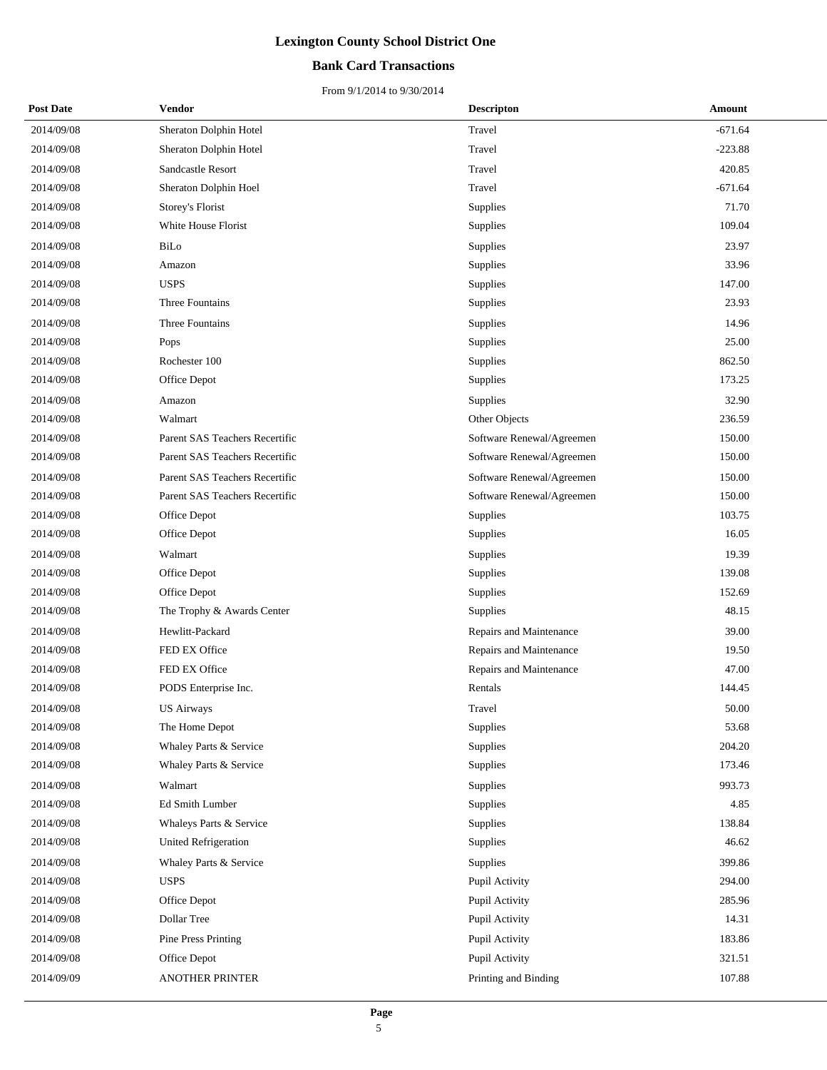# Lexington County School District One

## Bank Card Transactions

From 9/1/2014 to 9/30/2014

| Post Date | Vendor | Descripton | Amount |
|---|---|---|---|
| 2014/09/08 | Sheraton Dolphin Hotel | Travel | -671.64 |
| 2014/09/08 | Sheraton Dolphin Hotel | Travel | -223.88 |
| 2014/09/08 | Sandcastle Resort | Travel | 420.85 |
| 2014/09/08 | Sheraton Dolphin Hoel | Travel | -671.64 |
| 2014/09/08 | Storey's Florist | Supplies | 71.70 |
| 2014/09/08 | White House Florist | Supplies | 109.04 |
| 2014/09/08 | BiLo | Supplies | 23.97 |
| 2014/09/08 | Amazon | Supplies | 33.96 |
| 2014/09/08 | USPS | Supplies | 147.00 |
| 2014/09/08 | Three Fountains | Supplies | 23.93 |
| 2014/09/08 | Three Fountains | Supplies | 14.96 |
| 2014/09/08 | Pops | Supplies | 25.00 |
| 2014/09/08 | Rochester 100 | Supplies | 862.50 |
| 2014/09/08 | Office Depot | Supplies | 173.25 |
| 2014/09/08 | Amazon | Supplies | 32.90 |
| 2014/09/08 | Walmart | Other Objects | 236.59 |
| 2014/09/08 | Parent SAS Teachers Recertific | Software Renewal/Agreemen | 150.00 |
| 2014/09/08 | Parent SAS Teachers Recertific | Software Renewal/Agreemen | 150.00 |
| 2014/09/08 | Parent SAS Teachers Recertific | Software Renewal/Agreemen | 150.00 |
| 2014/09/08 | Parent SAS Teachers Recertific | Software Renewal/Agreemen | 150.00 |
| 2014/09/08 | Office Depot | Supplies | 103.75 |
| 2014/09/08 | Office Depot | Supplies | 16.05 |
| 2014/09/08 | Walmart | Supplies | 19.39 |
| 2014/09/08 | Office Depot | Supplies | 139.08 |
| 2014/09/08 | Office Depot | Supplies | 152.69 |
| 2014/09/08 | The Trophy & Awards Center | Supplies | 48.15 |
| 2014/09/08 | Hewlitt-Packard | Repairs and Maintenance | 39.00 |
| 2014/09/08 | FED EX Office | Repairs and Maintenance | 19.50 |
| 2014/09/08 | FED EX Office | Repairs and Maintenance | 47.00 |
| 2014/09/08 | PODS Enterprise Inc. | Rentals | 144.45 |
| 2014/09/08 | US Airways | Travel | 50.00 |
| 2014/09/08 | The Home Depot | Supplies | 53.68 |
| 2014/09/08 | Whaley Parts & Service | Supplies | 204.20 |
| 2014/09/08 | Whaley Parts & Service | Supplies | 173.46 |
| 2014/09/08 | Walmart | Supplies | 993.73 |
| 2014/09/08 | Ed Smith Lumber | Supplies | 4.85 |
| 2014/09/08 | Whaleys Parts & Service | Supplies | 138.84 |
| 2014/09/08 | United Refrigeration | Supplies | 46.62 |
| 2014/09/08 | Whaley Parts & Service | Supplies | 399.86 |
| 2014/09/08 | USPS | Pupil Activity | 294.00 |
| 2014/09/08 | Office Depot | Pupil Activity | 285.96 |
| 2014/09/08 | Dollar Tree | Pupil Activity | 14.31 |
| 2014/09/08 | Pine Press Printing | Pupil Activity | 183.86 |
| 2014/09/08 | Office Depot | Pupil Activity | 321.51 |
| 2014/09/09 | ANOTHER PRINTER | Printing and Binding | 107.88 |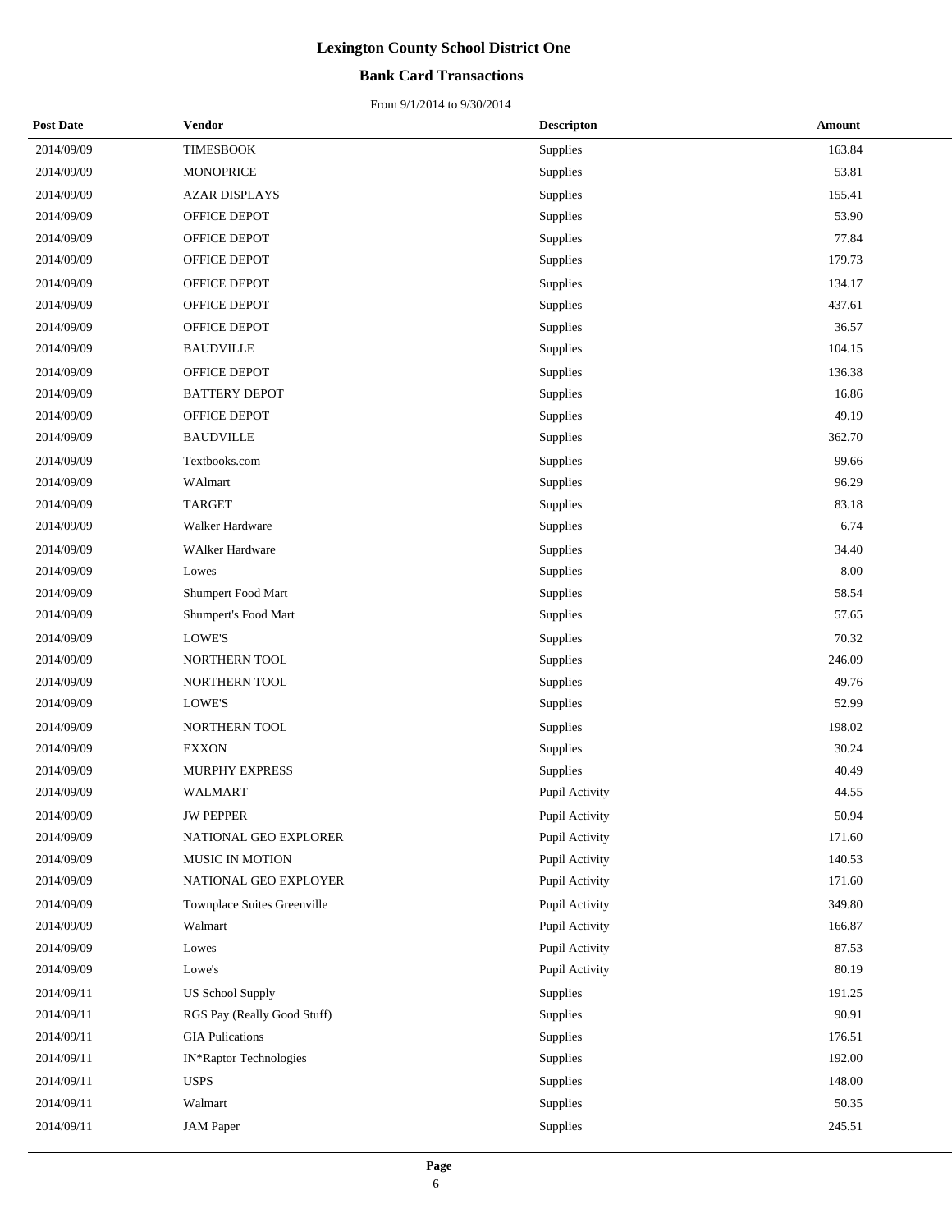# Lexington County School District One

## Bank Card Transactions

From 9/1/2014 to 9/30/2014

| Post Date | Vendor | Descripton | Amount |
|---|---|---|---|
| 2014/09/09 | TIMESBOOK | Supplies | 163.84 |
| 2014/09/09 | MONOPRICE | Supplies | 53.81 |
| 2014/09/09 | AZAR DISPLAYS | Supplies | 155.41 |
| 2014/09/09 | OFFICE DEPOT | Supplies | 53.90 |
| 2014/09/09 | OFFICE DEPOT | Supplies | 77.84 |
| 2014/09/09 | OFFICE DEPOT | Supplies | 179.73 |
| 2014/09/09 | OFFICE DEPOT | Supplies | 134.17 |
| 2014/09/09 | OFFICE DEPOT | Supplies | 437.61 |
| 2014/09/09 | OFFICE DEPOT | Supplies | 36.57 |
| 2014/09/09 | BAUDVILLE | Supplies | 104.15 |
| 2014/09/09 | OFFICE DEPOT | Supplies | 136.38 |
| 2014/09/09 | BATTERY DEPOT | Supplies | 16.86 |
| 2014/09/09 | OFFICE DEPOT | Supplies | 49.19 |
| 2014/09/09 | BAUDVILLE | Supplies | 362.70 |
| 2014/09/09 | Textbooks.com | Supplies | 99.66 |
| 2014/09/09 | WAlmart | Supplies | 96.29 |
| 2014/09/09 | TARGET | Supplies | 83.18 |
| 2014/09/09 | Walker Hardware | Supplies | 6.74 |
| 2014/09/09 | WAlker Hardware | Supplies | 34.40 |
| 2014/09/09 | Lowes | Supplies | 8.00 |
| 2014/09/09 | Shumpert Food Mart | Supplies | 58.54 |
| 2014/09/09 | Shumpert's Food Mart | Supplies | 57.65 |
| 2014/09/09 | LOWE'S | Supplies | 70.32 |
| 2014/09/09 | NORTHERN TOOL | Supplies | 246.09 |
| 2014/09/09 | NORTHERN TOOL | Supplies | 49.76 |
| 2014/09/09 | LOWE'S | Supplies | 52.99 |
| 2014/09/09 | NORTHERN TOOL | Supplies | 198.02 |
| 2014/09/09 | EXXON | Supplies | 30.24 |
| 2014/09/09 | MURPHY EXPRESS | Supplies | 40.49 |
| 2014/09/09 | WALMART | Pupil Activity | 44.55 |
| 2014/09/09 | JW PEPPER | Pupil Activity | 50.94 |
| 2014/09/09 | NATIONAL GEO EXPLORER | Pupil Activity | 171.60 |
| 2014/09/09 | MUSIC IN MOTION | Pupil Activity | 140.53 |
| 2014/09/09 | NATIONAL GEO EXPLOYER | Pupil Activity | 171.60 |
| 2014/09/09 | Townplace Suites Greenville | Pupil Activity | 349.80 |
| 2014/09/09 | Walmart | Pupil Activity | 166.87 |
| 2014/09/09 | Lowes | Pupil Activity | 87.53 |
| 2014/09/09 | Lowe's | Pupil Activity | 80.19 |
| 2014/09/11 | US School Supply | Supplies | 191.25 |
| 2014/09/11 | RGS Pay (Really Good Stuff) | Supplies | 90.91 |
| 2014/09/11 | GIA Pulications | Supplies | 176.51 |
| 2014/09/11 | IN*Raptor Technologies | Supplies | 192.00 |
| 2014/09/11 | USPS | Supplies | 148.00 |
| 2014/09/11 | Walmart | Supplies | 50.35 |
| 2014/09/11 | JAM Paper | Supplies | 245.51 |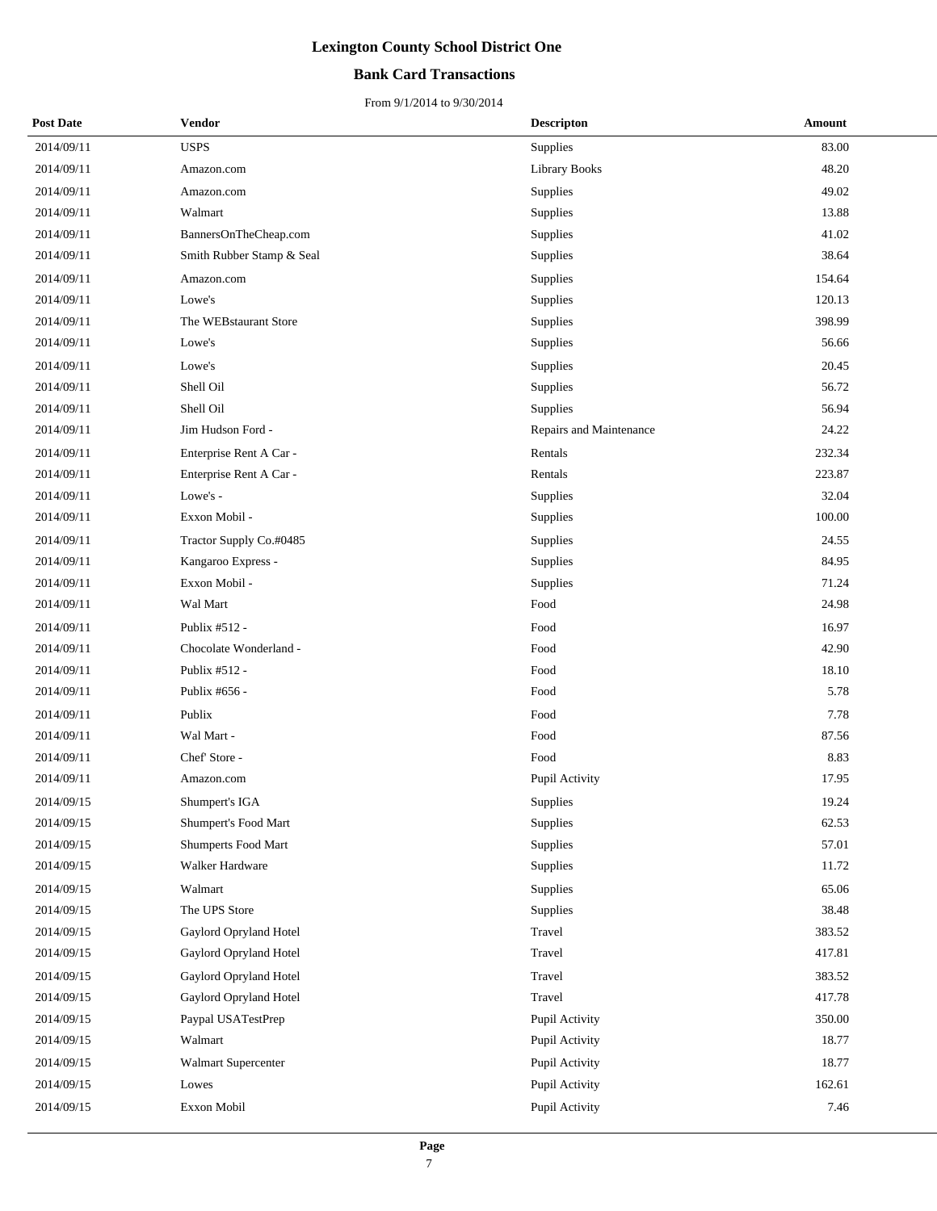# Lexington County School District One

## Bank Card Transactions

From 9/1/2014 to 9/30/2014

| Post Date | Vendor | Descripton | Amount |
|---|---|---|---|
| 2014/09/11 | USPS | Supplies | 83.00 |
| 2014/09/11 | Amazon.com | Library Books | 48.20 |
| 2014/09/11 | Amazon.com | Supplies | 49.02 |
| 2014/09/11 | Walmart | Supplies | 13.88 |
| 2014/09/11 | BannersOnTheCheap.com | Supplies | 41.02 |
| 2014/09/11 | Smith Rubber Stamp & Seal | Supplies | 38.64 |
| 2014/09/11 | Amazon.com | Supplies | 154.64 |
| 2014/09/11 | Lowe's | Supplies | 120.13 |
| 2014/09/11 | The WEBstaurant Store | Supplies | 398.99 |
| 2014/09/11 | Lowe's | Supplies | 56.66 |
| 2014/09/11 | Lowe's | Supplies | 20.45 |
| 2014/09/11 | Shell Oil | Supplies | 56.72 |
| 2014/09/11 | Shell Oil | Supplies | 56.94 |
| 2014/09/11 | Jim Hudson Ford - | Repairs and Maintenance | 24.22 |
| 2014/09/11 | Enterprise Rent A Car - | Rentals | 232.34 |
| 2014/09/11 | Enterprise Rent A Car - | Rentals | 223.87 |
| 2014/09/11 | Lowe's - | Supplies | 32.04 |
| 2014/09/11 | Exxon Mobil - | Supplies | 100.00 |
| 2014/09/11 | Tractor Supply Co.#0485 | Supplies | 24.55 |
| 2014/09/11 | Kangaroo Express - | Supplies | 84.95 |
| 2014/09/11 | Exxon Mobil - | Supplies | 71.24 |
| 2014/09/11 | Wal Mart | Food | 24.98 |
| 2014/09/11 | Publix #512 - | Food | 16.97 |
| 2014/09/11 | Chocolate Wonderland - | Food | 42.90 |
| 2014/09/11 | Publix #512 - | Food | 18.10 |
| 2014/09/11 | Publix #656 - | Food | 5.78 |
| 2014/09/11 | Publix | Food | 7.78 |
| 2014/09/11 | Wal Mart - | Food | 87.56 |
| 2014/09/11 | Chef' Store - | Food | 8.83 |
| 2014/09/11 | Amazon.com | Pupil Activity | 17.95 |
| 2014/09/15 | Shumpert's IGA | Supplies | 19.24 |
| 2014/09/15 | Shumpert's Food Mart | Supplies | 62.53 |
| 2014/09/15 | Shumperts Food Mart | Supplies | 57.01 |
| 2014/09/15 | Walker Hardware | Supplies | 11.72 |
| 2014/09/15 | Walmart | Supplies | 65.06 |
| 2014/09/15 | The UPS Store | Supplies | 38.48 |
| 2014/09/15 | Gaylord Opryland Hotel | Travel | 383.52 |
| 2014/09/15 | Gaylord Opryland Hotel | Travel | 417.81 |
| 2014/09/15 | Gaylord Opryland Hotel | Travel | 383.52 |
| 2014/09/15 | Gaylord Opryland Hotel | Travel | 417.78 |
| 2014/09/15 | Paypal USATestPrep | Pupil Activity | 350.00 |
| 2014/09/15 | Walmart | Pupil Activity | 18.77 |
| 2014/09/15 | Walmart Supercenter | Pupil Activity | 18.77 |
| 2014/09/15 | Lowes | Pupil Activity | 162.61 |
| 2014/09/15 | Exxon Mobil | Pupil Activity | 7.46 |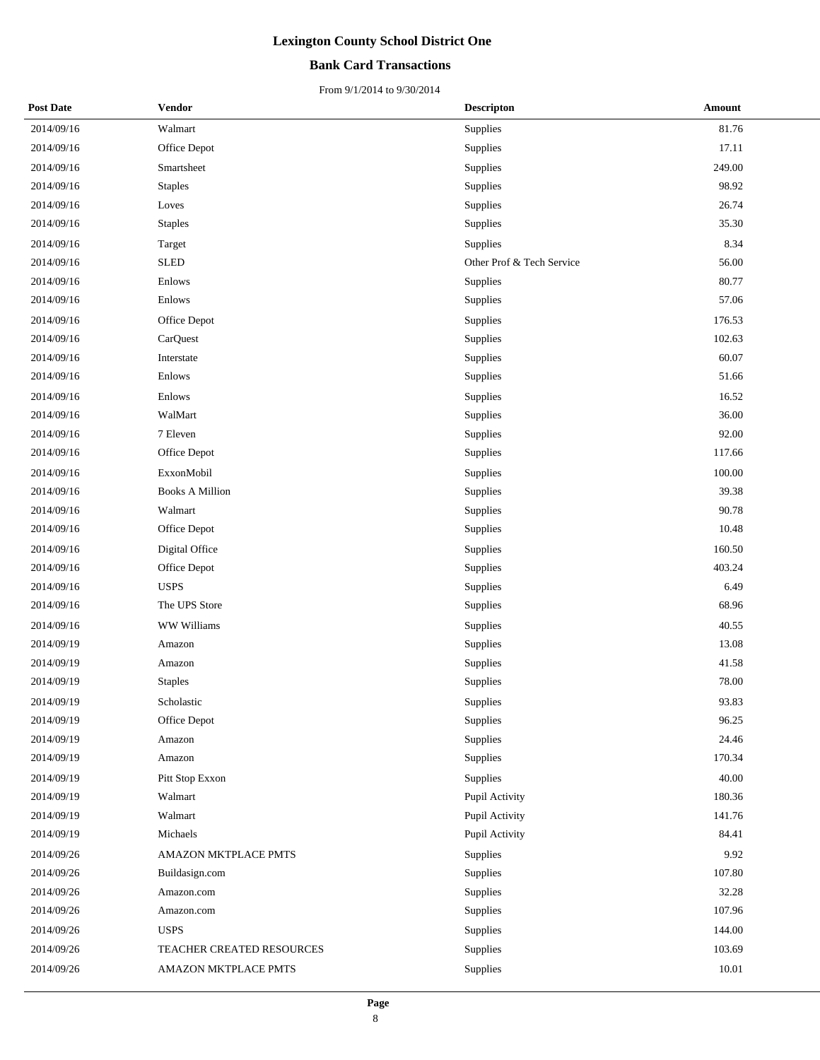# Lexington County School District One

## Bank Card Transactions

From 9/1/2014 to 9/30/2014

| Post Date | Vendor | Descripton | Amount |
|---|---|---|---|
| 2014/09/16 | Walmart | Supplies | 81.76 |
| 2014/09/16 | Office Depot | Supplies | 17.11 |
| 2014/09/16 | Smartsheet | Supplies | 249.00 |
| 2014/09/16 | Staples | Supplies | 98.92 |
| 2014/09/16 | Loves | Supplies | 26.74 |
| 2014/09/16 | Staples | Supplies | 35.30 |
| 2014/09/16 | Target | Supplies | 8.34 |
| 2014/09/16 | SLED | Other Prof & Tech Service | 56.00 |
| 2014/09/16 | Enlows | Supplies | 80.77 |
| 2014/09/16 | Enlows | Supplies | 57.06 |
| 2014/09/16 | Office Depot | Supplies | 176.53 |
| 2014/09/16 | CarQuest | Supplies | 102.63 |
| 2014/09/16 | Interstate | Supplies | 60.07 |
| 2014/09/16 | Enlows | Supplies | 51.66 |
| 2014/09/16 | Enlows | Supplies | 16.52 |
| 2014/09/16 | WalMart | Supplies | 36.00 |
| 2014/09/16 | 7 Eleven | Supplies | 92.00 |
| 2014/09/16 | Office Depot | Supplies | 117.66 |
| 2014/09/16 | ExxonMobil | Supplies | 100.00 |
| 2014/09/16 | Books A Million | Supplies | 39.38 |
| 2014/09/16 | Walmart | Supplies | 90.78 |
| 2014/09/16 | Office Depot | Supplies | 10.48 |
| 2014/09/16 | Digital Office | Supplies | 160.50 |
| 2014/09/16 | Office Depot | Supplies | 403.24 |
| 2014/09/16 | USPS | Supplies | 6.49 |
| 2014/09/16 | The UPS Store | Supplies | 68.96 |
| 2014/09/16 | WW Williams | Supplies | 40.55 |
| 2014/09/19 | Amazon | Supplies | 13.08 |
| 2014/09/19 | Amazon | Supplies | 41.58 |
| 2014/09/19 | Staples | Supplies | 78.00 |
| 2014/09/19 | Scholastic | Supplies | 93.83 |
| 2014/09/19 | Office Depot | Supplies | 96.25 |
| 2014/09/19 | Amazon | Supplies | 24.46 |
| 2014/09/19 | Amazon | Supplies | 170.34 |
| 2014/09/19 | Pitt Stop Exxon | Supplies | 40.00 |
| 2014/09/19 | Walmart | Pupil Activity | 180.36 |
| 2014/09/19 | Walmart | Pupil Activity | 141.76 |
| 2014/09/19 | Michaels | Pupil Activity | 84.41 |
| 2014/09/26 | AMAZON MKTPLACE PMTS | Supplies | 9.92 |
| 2014/09/26 | Buildasign.com | Supplies | 107.80 |
| 2014/09/26 | Amazon.com | Supplies | 32.28 |
| 2014/09/26 | Amazon.com | Supplies | 107.96 |
| 2014/09/26 | USPS | Supplies | 144.00 |
| 2014/09/26 | TEACHER CREATED RESOURCES | Supplies | 103.69 |
| 2014/09/26 | AMAZON MKTPLACE PMTS | Supplies | 10.01 |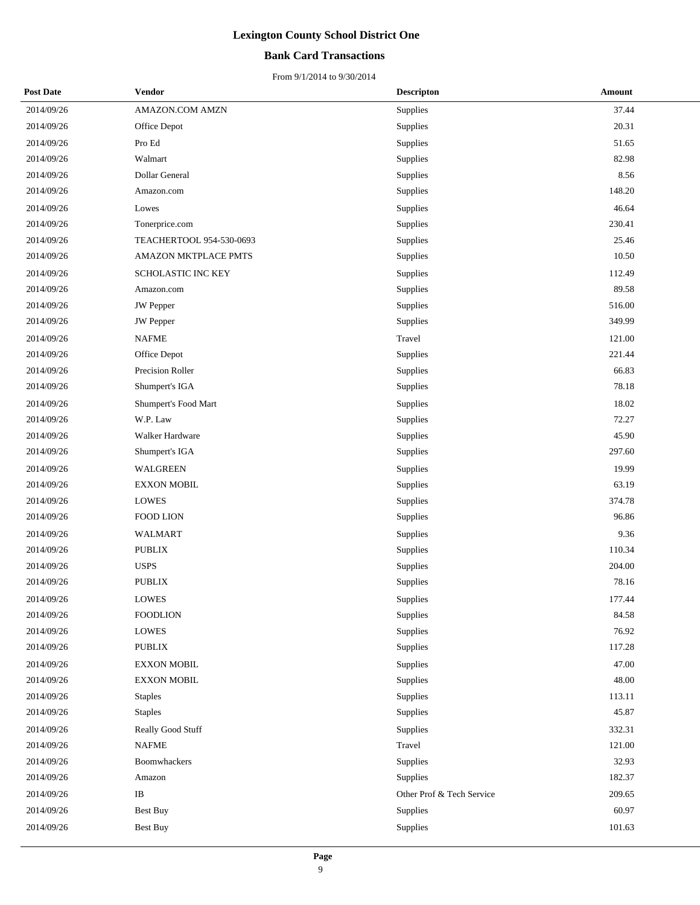# Lexington County School District One

## Bank Card Transactions

From 9/1/2014 to 9/30/2014

| Post Date | Vendor | Descripton | Amount |
|---|---|---|---|
| 2014/09/26 | AMAZON.COM AMZN | Supplies | 37.44 |
| 2014/09/26 | Office Depot | Supplies | 20.31 |
| 2014/09/26 | Pro Ed | Supplies | 51.65 |
| 2014/09/26 | Walmart | Supplies | 82.98 |
| 2014/09/26 | Dollar General | Supplies | 8.56 |
| 2014/09/26 | Amazon.com | Supplies | 148.20 |
| 2014/09/26 | Lowes | Supplies | 46.64 |
| 2014/09/26 | Tonerprice.com | Supplies | 230.41 |
| 2014/09/26 | TEACHERTOOL 954-530-0693 | Supplies | 25.46 |
| 2014/09/26 | AMAZON MKTPLACE PMTS | Supplies | 10.50 |
| 2014/09/26 | SCHOLASTIC INC KEY | Supplies | 112.49 |
| 2014/09/26 | Amazon.com | Supplies | 89.58 |
| 2014/09/26 | JW Pepper | Supplies | 516.00 |
| 2014/09/26 | JW Pepper | Supplies | 349.99 |
| 2014/09/26 | NAFME | Travel | 121.00 |
| 2014/09/26 | Office Depot | Supplies | 221.44 |
| 2014/09/26 | Precision Roller | Supplies | 66.83 |
| 2014/09/26 | Shumpert's IGA | Supplies | 78.18 |
| 2014/09/26 | Shumpert's Food Mart | Supplies | 18.02 |
| 2014/09/26 | W.P. Law | Supplies | 72.27 |
| 2014/09/26 | Walker Hardware | Supplies | 45.90 |
| 2014/09/26 | Shumpert's IGA | Supplies | 297.60 |
| 2014/09/26 | WALGREEN | Supplies | 19.99 |
| 2014/09/26 | EXXON MOBIL | Supplies | 63.19 |
| 2014/09/26 | LOWES | Supplies | 374.78 |
| 2014/09/26 | FOOD LION | Supplies | 96.86 |
| 2014/09/26 | WALMART | Supplies | 9.36 |
| 2014/09/26 | PUBLIX | Supplies | 110.34 |
| 2014/09/26 | USPS | Supplies | 204.00 |
| 2014/09/26 | PUBLIX | Supplies | 78.16 |
| 2014/09/26 | LOWES | Supplies | 177.44 |
| 2014/09/26 | FOODLION | Supplies | 84.58 |
| 2014/09/26 | LOWES | Supplies | 76.92 |
| 2014/09/26 | PUBLIX | Supplies | 117.28 |
| 2014/09/26 | EXXON MOBIL | Supplies | 47.00 |
| 2014/09/26 | EXXON MOBIL | Supplies | 48.00 |
| 2014/09/26 | Staples | Supplies | 113.11 |
| 2014/09/26 | Staples | Supplies | 45.87 |
| 2014/09/26 | Really Good Stuff | Supplies | 332.31 |
| 2014/09/26 | NAFME | Travel | 121.00 |
| 2014/09/26 | Boomwhackers | Supplies | 32.93 |
| 2014/09/26 | Amazon | Supplies | 182.37 |
| 2014/09/26 | IB | Other Prof & Tech Service | 209.65 |
| 2014/09/26 | Best Buy | Supplies | 60.97 |
| 2014/09/26 | Best Buy | Supplies | 101.63 |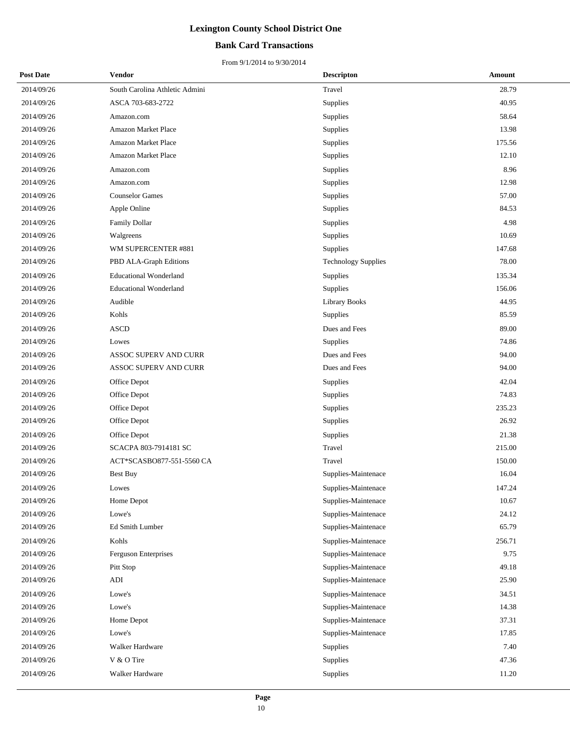# Lexington County School District One

## Bank Card Transactions

From 9/1/2014 to 9/30/2014

| Post Date | Vendor | Descripton | Amount |
|---|---|---|---|
| 2014/09/26 | South Carolina Athletic Admini | Travel | 28.79 |
| 2014/09/26 | ASCA 703-683-2722 | Supplies | 40.95 |
| 2014/09/26 | Amazon.com | Supplies | 58.64 |
| 2014/09/26 | Amazon Market Place | Supplies | 13.98 |
| 2014/09/26 | Amazon Market Place | Supplies | 175.56 |
| 2014/09/26 | Amazon Market Place | Supplies | 12.10 |
| 2014/09/26 | Amazon.com | Supplies | 8.96 |
| 2014/09/26 | Amazon.com | Supplies | 12.98 |
| 2014/09/26 | Counselor Games | Supplies | 57.00 |
| 2014/09/26 | Apple Online | Supplies | 84.53 |
| 2014/09/26 | Family Dollar | Supplies | 4.98 |
| 2014/09/26 | Walgreens | Supplies | 10.69 |
| 2014/09/26 | WM SUPERCENTER #881 | Supplies | 147.68 |
| 2014/09/26 | PBD ALA-Graph Editions | Technology Supplies | 78.00 |
| 2014/09/26 | Educational Wonderland | Supplies | 135.34 |
| 2014/09/26 | Educational Wonderland | Supplies | 156.06 |
| 2014/09/26 | Audible | Library Books | 44.95 |
| 2014/09/26 | Kohls | Supplies | 85.59 |
| 2014/09/26 | ASCD | Dues and Fees | 89.00 |
| 2014/09/26 | Lowes | Supplies | 74.86 |
| 2014/09/26 | ASSOC SUPERV AND CURR | Dues and Fees | 94.00 |
| 2014/09/26 | ASSOC SUPERV AND CURR | Dues and Fees | 94.00 |
| 2014/09/26 | Office Depot | Supplies | 42.04 |
| 2014/09/26 | Office Depot | Supplies | 74.83 |
| 2014/09/26 | Office Depot | Supplies | 235.23 |
| 2014/09/26 | Office Depot | Supplies | 26.92 |
| 2014/09/26 | Office Depot | Supplies | 21.38 |
| 2014/09/26 | SCACPA 803-7914181 SC | Travel | 215.00 |
| 2014/09/26 | ACT*SCASBO877-551-5560 CA | Travel | 150.00 |
| 2014/09/26 | Best Buy | Supplies-Maintenace | 16.04 |
| 2014/09/26 | Lowes | Supplies-Maintenace | 147.24 |
| 2014/09/26 | Home Depot | Supplies-Maintenace | 10.67 |
| 2014/09/26 | Lowe's | Supplies-Maintenace | 24.12 |
| 2014/09/26 | Ed Smith Lumber | Supplies-Maintenace | 65.79 |
| 2014/09/26 | Kohls | Supplies-Maintenace | 256.71 |
| 2014/09/26 | Ferguson Enterprises | Supplies-Maintenace | 9.75 |
| 2014/09/26 | Pitt Stop | Supplies-Maintenace | 49.18 |
| 2014/09/26 | ADI | Supplies-Maintenace | 25.90 |
| 2014/09/26 | Lowe's | Supplies-Maintenace | 34.51 |
| 2014/09/26 | Lowe's | Supplies-Maintenace | 14.38 |
| 2014/09/26 | Home Depot | Supplies-Maintenace | 37.31 |
| 2014/09/26 | Lowe's | Supplies-Maintenace | 17.85 |
| 2014/09/26 | Walker Hardware | Supplies | 7.40 |
| 2014/09/26 | V & O Tire | Supplies | 47.36 |
| 2014/09/26 | Walker Hardware | Supplies | 11.20 |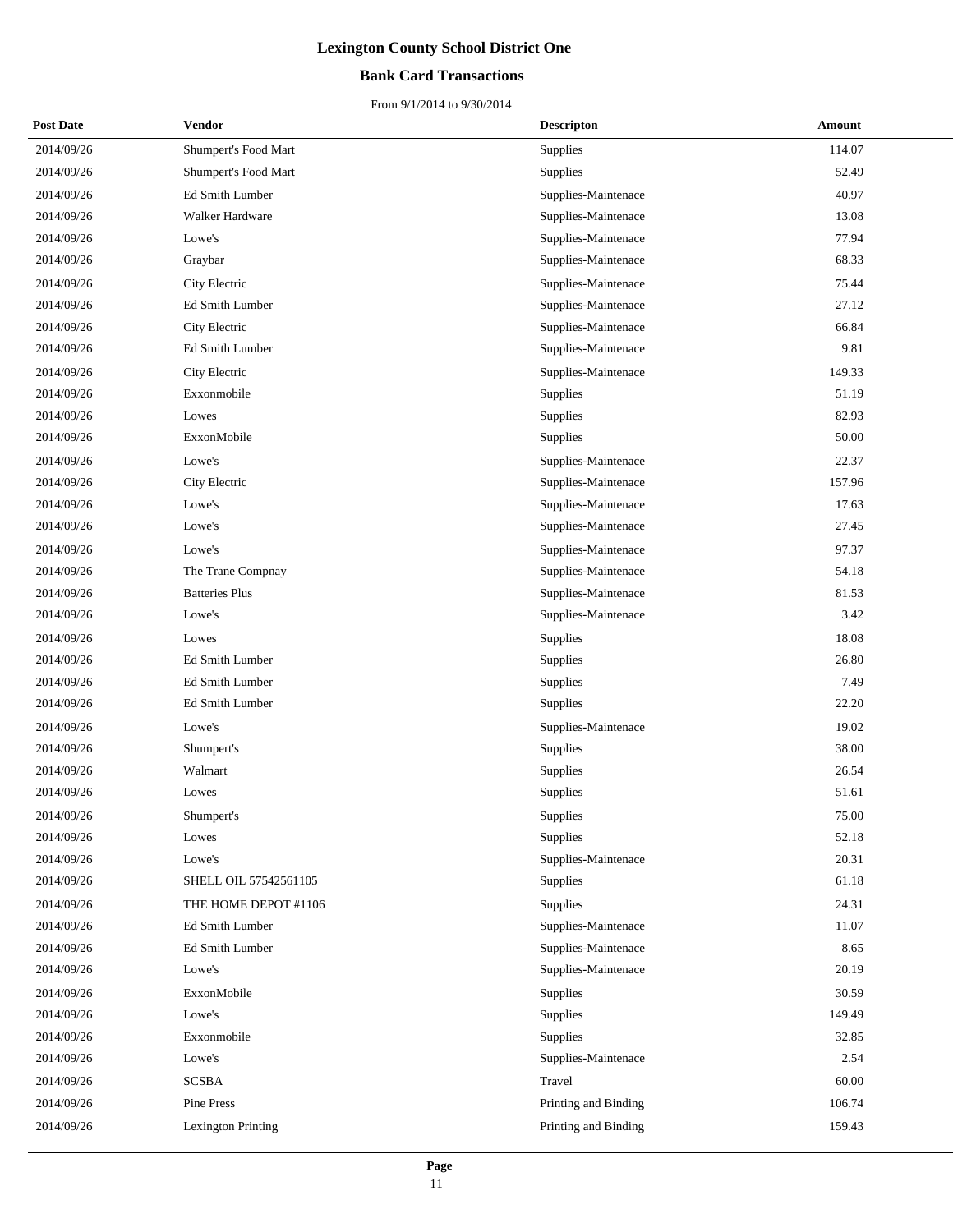# Lexington County School District One

## Bank Card Transactions

From 9/1/2014 to 9/30/2014

| Post Date | Vendor | Descripton | Amount |
|---|---|---|---|
| 2014/09/26 | Shumpert's Food Mart | Supplies | 114.07 |
| 2014/09/26 | Shumpert's Food Mart | Supplies | 52.49 |
| 2014/09/26 | Ed Smith Lumber | Supplies-Maintenace | 40.97 |
| 2014/09/26 | Walker Hardware | Supplies-Maintenace | 13.08 |
| 2014/09/26 | Lowe's | Supplies-Maintenace | 77.94 |
| 2014/09/26 | Graybar | Supplies-Maintenace | 68.33 |
| 2014/09/26 | City Electric | Supplies-Maintenace | 75.44 |
| 2014/09/26 | Ed Smith Lumber | Supplies-Maintenace | 27.12 |
| 2014/09/26 | City Electric | Supplies-Maintenace | 66.84 |
| 2014/09/26 | Ed Smith Lumber | Supplies-Maintenace | 9.81 |
| 2014/09/26 | City Electric | Supplies-Maintenace | 149.33 |
| 2014/09/26 | Exxonmobile | Supplies | 51.19 |
| 2014/09/26 | Lowes | Supplies | 82.93 |
| 2014/09/26 | ExxonMobile | Supplies | 50.00 |
| 2014/09/26 | Lowe's | Supplies-Maintenace | 22.37 |
| 2014/09/26 | City Electric | Supplies-Maintenace | 157.96 |
| 2014/09/26 | Lowe's | Supplies-Maintenace | 17.63 |
| 2014/09/26 | Lowe's | Supplies-Maintenace | 27.45 |
| 2014/09/26 | Lowe's | Supplies-Maintenace | 97.37 |
| 2014/09/26 | The Trane Compnay | Supplies-Maintenace | 54.18 |
| 2014/09/26 | Batteries Plus | Supplies-Maintenace | 81.53 |
| 2014/09/26 | Lowe's | Supplies-Maintenace | 3.42 |
| 2014/09/26 | Lowes | Supplies | 18.08 |
| 2014/09/26 | Ed Smith Lumber | Supplies | 26.80 |
| 2014/09/26 | Ed Smith Lumber | Supplies | 7.49 |
| 2014/09/26 | Ed Smith Lumber | Supplies | 22.20 |
| 2014/09/26 | Lowe's | Supplies-Maintenace | 19.02 |
| 2014/09/26 | Shumpert's | Supplies | 38.00 |
| 2014/09/26 | Walmart | Supplies | 26.54 |
| 2014/09/26 | Lowes | Supplies | 51.61 |
| 2014/09/26 | Shumpert's | Supplies | 75.00 |
| 2014/09/26 | Lowes | Supplies | 52.18 |
| 2014/09/26 | Lowe's | Supplies-Maintenace | 20.31 |
| 2014/09/26 | SHELL OIL 57542561105 | Supplies | 61.18 |
| 2014/09/26 | THE HOME DEPOT #1106 | Supplies | 24.31 |
| 2014/09/26 | Ed Smith Lumber | Supplies-Maintenace | 11.07 |
| 2014/09/26 | Ed Smith Lumber | Supplies-Maintenace | 8.65 |
| 2014/09/26 | Lowe's | Supplies-Maintenace | 20.19 |
| 2014/09/26 | ExxonMobile | Supplies | 30.59 |
| 2014/09/26 | Lowe's | Supplies | 149.49 |
| 2014/09/26 | Exxonmobile | Supplies | 32.85 |
| 2014/09/26 | Lowe's | Supplies-Maintenace | 2.54 |
| 2014/09/26 | SCSBA | Travel | 60.00 |
| 2014/09/26 | Pine Press | Printing and Binding | 106.74 |
| 2014/09/26 | Lexington Printing | Printing and Binding | 159.43 |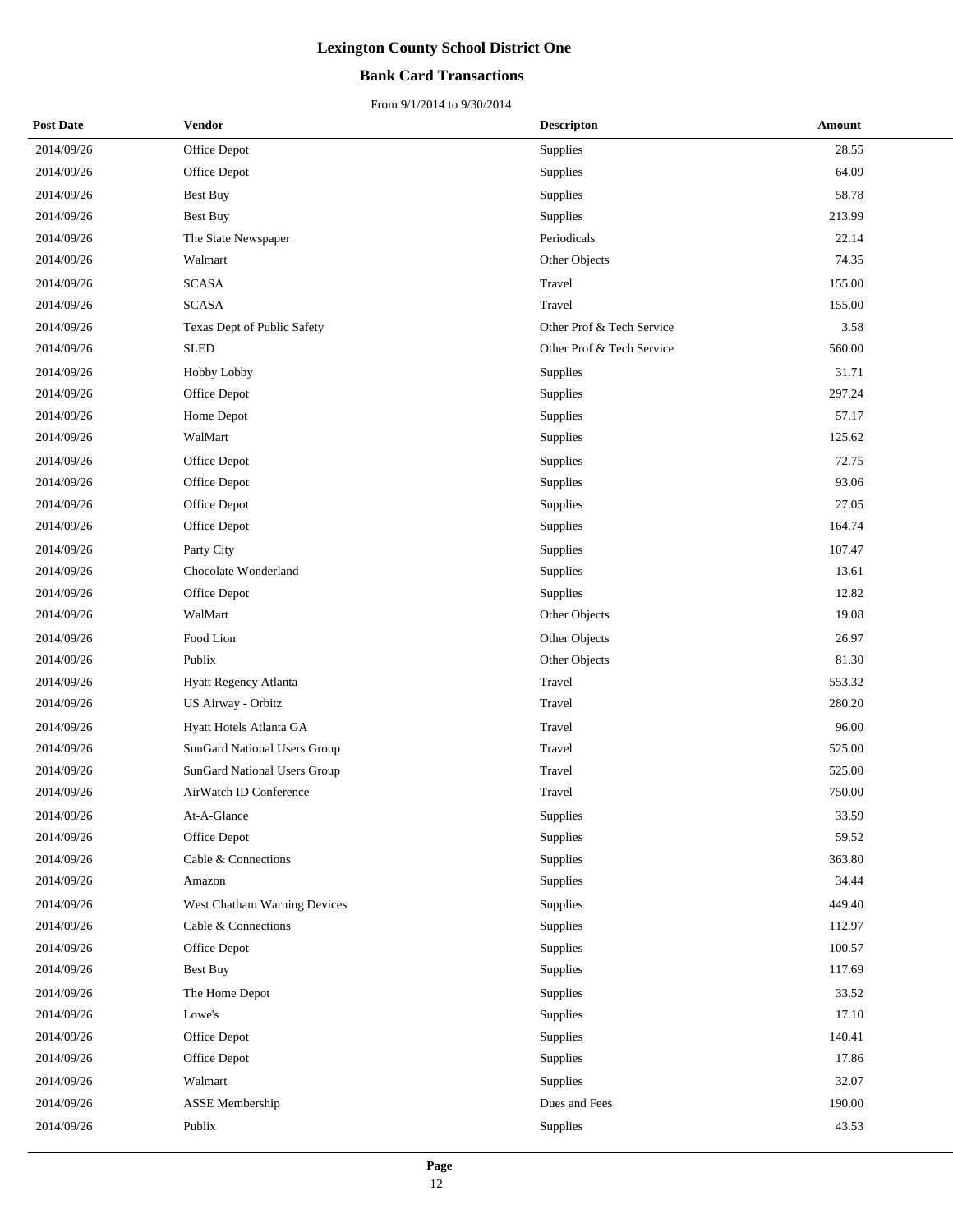# Lexington County School District One

## Bank Card Transactions

From 9/1/2014 to 9/30/2014

| Post Date | Vendor | Descripton | Amount |
|---|---|---|---|
| 2014/09/26 | Office Depot | Supplies | 28.55 |
| 2014/09/26 | Office Depot | Supplies | 64.09 |
| 2014/09/26 | Best Buy | Supplies | 58.78 |
| 2014/09/26 | Best Buy | Supplies | 213.99 |
| 2014/09/26 | The State Newspaper | Periodicals | 22.14 |
| 2014/09/26 | Walmart | Other Objects | 74.35 |
| 2014/09/26 | SCASA | Travel | 155.00 |
| 2014/09/26 | SCASA | Travel | 155.00 |
| 2014/09/26 | Texas Dept of Public Safety | Other Prof & Tech Service | 3.58 |
| 2014/09/26 | SLED | Other Prof & Tech Service | 560.00 |
| 2014/09/26 | Hobby Lobby | Supplies | 31.71 |
| 2014/09/26 | Office Depot | Supplies | 297.24 |
| 2014/09/26 | Home Depot | Supplies | 57.17 |
| 2014/09/26 | WalMart | Supplies | 125.62 |
| 2014/09/26 | Office Depot | Supplies | 72.75 |
| 2014/09/26 | Office Depot | Supplies | 93.06 |
| 2014/09/26 | Office Depot | Supplies | 27.05 |
| 2014/09/26 | Office Depot | Supplies | 164.74 |
| 2014/09/26 | Party City | Supplies | 107.47 |
| 2014/09/26 | Chocolate Wonderland | Supplies | 13.61 |
| 2014/09/26 | Office Depot | Supplies | 12.82 |
| 2014/09/26 | WalMart | Other Objects | 19.08 |
| 2014/09/26 | Food Lion | Other Objects | 26.97 |
| 2014/09/26 | Publix | Other Objects | 81.30 |
| 2014/09/26 | Hyatt Regency Atlanta | Travel | 553.32 |
| 2014/09/26 | US Airway - Orbitz | Travel | 280.20 |
| 2014/09/26 | Hyatt Hotels Atlanta GA | Travel | 96.00 |
| 2014/09/26 | SunGard National Users Group | Travel | 525.00 |
| 2014/09/26 | SunGard National Users Group | Travel | 525.00 |
| 2014/09/26 | AirWatch ID Conference | Travel | 750.00 |
| 2014/09/26 | At-A-Glance | Supplies | 33.59 |
| 2014/09/26 | Office Depot | Supplies | 59.52 |
| 2014/09/26 | Cable & Connections | Supplies | 363.80 |
| 2014/09/26 | Amazon | Supplies | 34.44 |
| 2014/09/26 | West Chatham Warning Devices | Supplies | 449.40 |
| 2014/09/26 | Cable & Connections | Supplies | 112.97 |
| 2014/09/26 | Office Depot | Supplies | 100.57 |
| 2014/09/26 | Best Buy | Supplies | 117.69 |
| 2014/09/26 | The Home Depot | Supplies | 33.52 |
| 2014/09/26 | Lowe's | Supplies | 17.10 |
| 2014/09/26 | Office Depot | Supplies | 140.41 |
| 2014/09/26 | Office Depot | Supplies | 17.86 |
| 2014/09/26 | Walmart | Supplies | 32.07 |
| 2014/09/26 | ASSE Membership | Dues and Fees | 190.00 |
| 2014/09/26 | Publix | Supplies | 43.53 |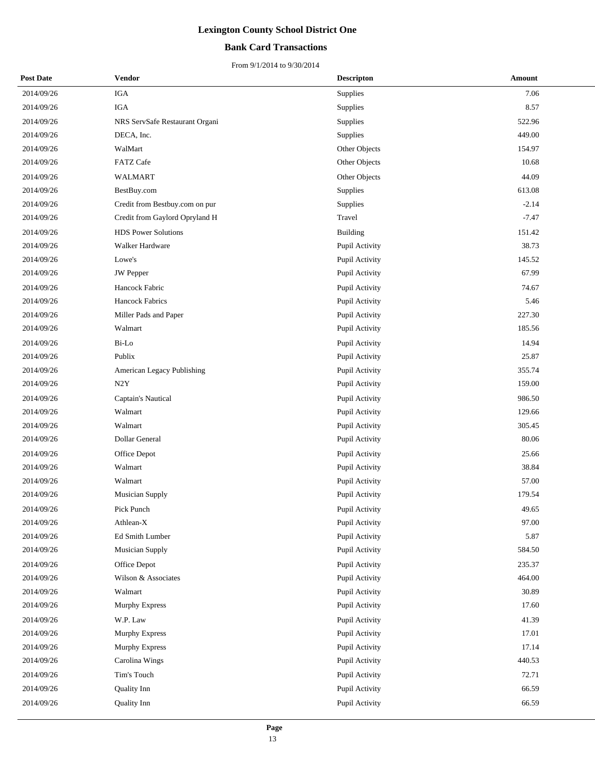# Lexington County School District One

## Bank Card Transactions

From 9/1/2014 to 9/30/2014

| Post Date | Vendor | Descripton | Amount |
|---|---|---|---|
| 2014/09/26 | IGA | Supplies | 7.06 |
| 2014/09/26 | IGA | Supplies | 8.57 |
| 2014/09/26 | NRS ServSafe Restaurant Organi | Supplies | 522.96 |
| 2014/09/26 | DECA, Inc. | Supplies | 449.00 |
| 2014/09/26 | WalMart | Other Objects | 154.97 |
| 2014/09/26 | FATZ Cafe | Other Objects | 10.68 |
| 2014/09/26 | WALMART | Other Objects | 44.09 |
| 2014/09/26 | BestBuy.com | Supplies | 613.08 |
| 2014/09/26 | Credit from Bestbuy.com on pur | Supplies | -2.14 |
| 2014/09/26 | Credit from Gaylord Opryland H | Travel | -7.47 |
| 2014/09/26 | HDS Power Solutions | Building | 151.42 |
| 2014/09/26 | Walker Hardware | Pupil Activity | 38.73 |
| 2014/09/26 | Lowe's | Pupil Activity | 145.52 |
| 2014/09/26 | JW Pepper | Pupil Activity | 67.99 |
| 2014/09/26 | Hancock Fabric | Pupil Activity | 74.67 |
| 2014/09/26 | Hancock Fabrics | Pupil Activity | 5.46 |
| 2014/09/26 | Miller Pads and Paper | Pupil Activity | 227.30 |
| 2014/09/26 | Walmart | Pupil Activity | 185.56 |
| 2014/09/26 | Bi-Lo | Pupil Activity | 14.94 |
| 2014/09/26 | Publix | Pupil Activity | 25.87 |
| 2014/09/26 | American Legacy Publishing | Pupil Activity | 355.74 |
| 2014/09/26 | N2Y | Pupil Activity | 159.00 |
| 2014/09/26 | Captain's Nautical | Pupil Activity | 986.50 |
| 2014/09/26 | Walmart | Pupil Activity | 129.66 |
| 2014/09/26 | Walmart | Pupil Activity | 305.45 |
| 2014/09/26 | Dollar General | Pupil Activity | 80.06 |
| 2014/09/26 | Office Depot | Pupil Activity | 25.66 |
| 2014/09/26 | Walmart | Pupil Activity | 38.84 |
| 2014/09/26 | Walmart | Pupil Activity | 57.00 |
| 2014/09/26 | Musician Supply | Pupil Activity | 179.54 |
| 2014/09/26 | Pick Punch | Pupil Activity | 49.65 |
| 2014/09/26 | Athlean-X | Pupil Activity | 97.00 |
| 2014/09/26 | Ed Smith Lumber | Pupil Activity | 5.87 |
| 2014/09/26 | Musician Supply | Pupil Activity | 584.50 |
| 2014/09/26 | Office Depot | Pupil Activity | 235.37 |
| 2014/09/26 | Wilson & Associates | Pupil Activity | 464.00 |
| 2014/09/26 | Walmart | Pupil Activity | 30.89 |
| 2014/09/26 | Murphy Express | Pupil Activity | 17.60 |
| 2014/09/26 | W.P. Law | Pupil Activity | 41.39 |
| 2014/09/26 | Murphy Express | Pupil Activity | 17.01 |
| 2014/09/26 | Murphy Express | Pupil Activity | 17.14 |
| 2014/09/26 | Carolina Wings | Pupil Activity | 440.53 |
| 2014/09/26 | Tim's Touch | Pupil Activity | 72.71 |
| 2014/09/26 | Quality Inn | Pupil Activity | 66.59 |
| 2014/09/26 | Quality Inn | Pupil Activity | 66.59 |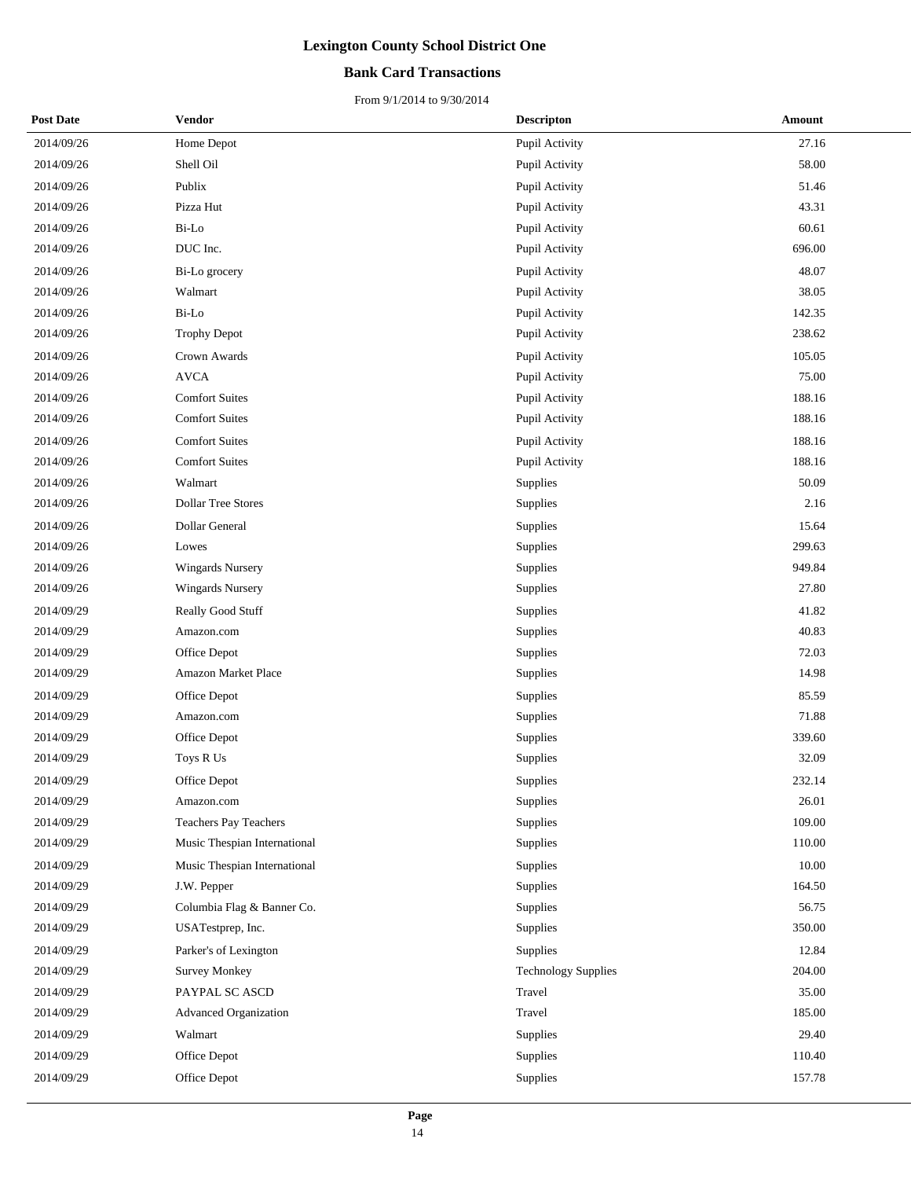# Lexington County School District One

## Bank Card Transactions

From 9/1/2014 to 9/30/2014

| Post Date | Vendor | Descripton | Amount |
|---|---|---|---|
| 2014/09/26 | Home Depot | Pupil Activity | 27.16 |
| 2014/09/26 | Shell Oil | Pupil Activity | 58.00 |
| 2014/09/26 | Publix | Pupil Activity | 51.46 |
| 2014/09/26 | Pizza Hut | Pupil Activity | 43.31 |
| 2014/09/26 | Bi-Lo | Pupil Activity | 60.61 |
| 2014/09/26 | DUC Inc. | Pupil Activity | 696.00 |
| 2014/09/26 | Bi-Lo grocery | Pupil Activity | 48.07 |
| 2014/09/26 | Walmart | Pupil Activity | 38.05 |
| 2014/09/26 | Bi-Lo | Pupil Activity | 142.35 |
| 2014/09/26 | Trophy Depot | Pupil Activity | 238.62 |
| 2014/09/26 | Crown Awards | Pupil Activity | 105.05 |
| 2014/09/26 | AVCA | Pupil Activity | 75.00 |
| 2014/09/26 | Comfort Suites | Pupil Activity | 188.16 |
| 2014/09/26 | Comfort Suites | Pupil Activity | 188.16 |
| 2014/09/26 | Comfort Suites | Pupil Activity | 188.16 |
| 2014/09/26 | Comfort Suites | Pupil Activity | 188.16 |
| 2014/09/26 | Walmart | Supplies | 50.09 |
| 2014/09/26 | Dollar Tree Stores | Supplies | 2.16 |
| 2014/09/26 | Dollar General | Supplies | 15.64 |
| 2014/09/26 | Lowes | Supplies | 299.63 |
| 2014/09/26 | Wingards Nursery | Supplies | 949.84 |
| 2014/09/26 | Wingards Nursery | Supplies | 27.80 |
| 2014/09/29 | Really Good Stuff | Supplies | 41.82 |
| 2014/09/29 | Amazon.com | Supplies | 40.83 |
| 2014/09/29 | Office Depot | Supplies | 72.03 |
| 2014/09/29 | Amazon Market Place | Supplies | 14.98 |
| 2014/09/29 | Office Depot | Supplies | 85.59 |
| 2014/09/29 | Amazon.com | Supplies | 71.88 |
| 2014/09/29 | Office Depot | Supplies | 339.60 |
| 2014/09/29 | Toys R Us | Supplies | 32.09 |
| 2014/09/29 | Office Depot | Supplies | 232.14 |
| 2014/09/29 | Amazon.com | Supplies | 26.01 |
| 2014/09/29 | Teachers Pay Teachers | Supplies | 109.00 |
| 2014/09/29 | Music Thespian International | Supplies | 110.00 |
| 2014/09/29 | Music Thespian International | Supplies | 10.00 |
| 2014/09/29 | J.W. Pepper | Supplies | 164.50 |
| 2014/09/29 | Columbia Flag & Banner Co. | Supplies | 56.75 |
| 2014/09/29 | USATestprep, Inc. | Supplies | 350.00 |
| 2014/09/29 | Parker's of Lexington | Supplies | 12.84 |
| 2014/09/29 | Survey Monkey | Technology Supplies | 204.00 |
| 2014/09/29 | PAYPAL SC ASCD | Travel | 35.00 |
| 2014/09/29 | Advanced Organization | Travel | 185.00 |
| 2014/09/29 | Walmart | Supplies | 29.40 |
| 2014/09/29 | Office Depot | Supplies | 110.40 |
| 2014/09/29 | Office Depot | Supplies | 157.78 |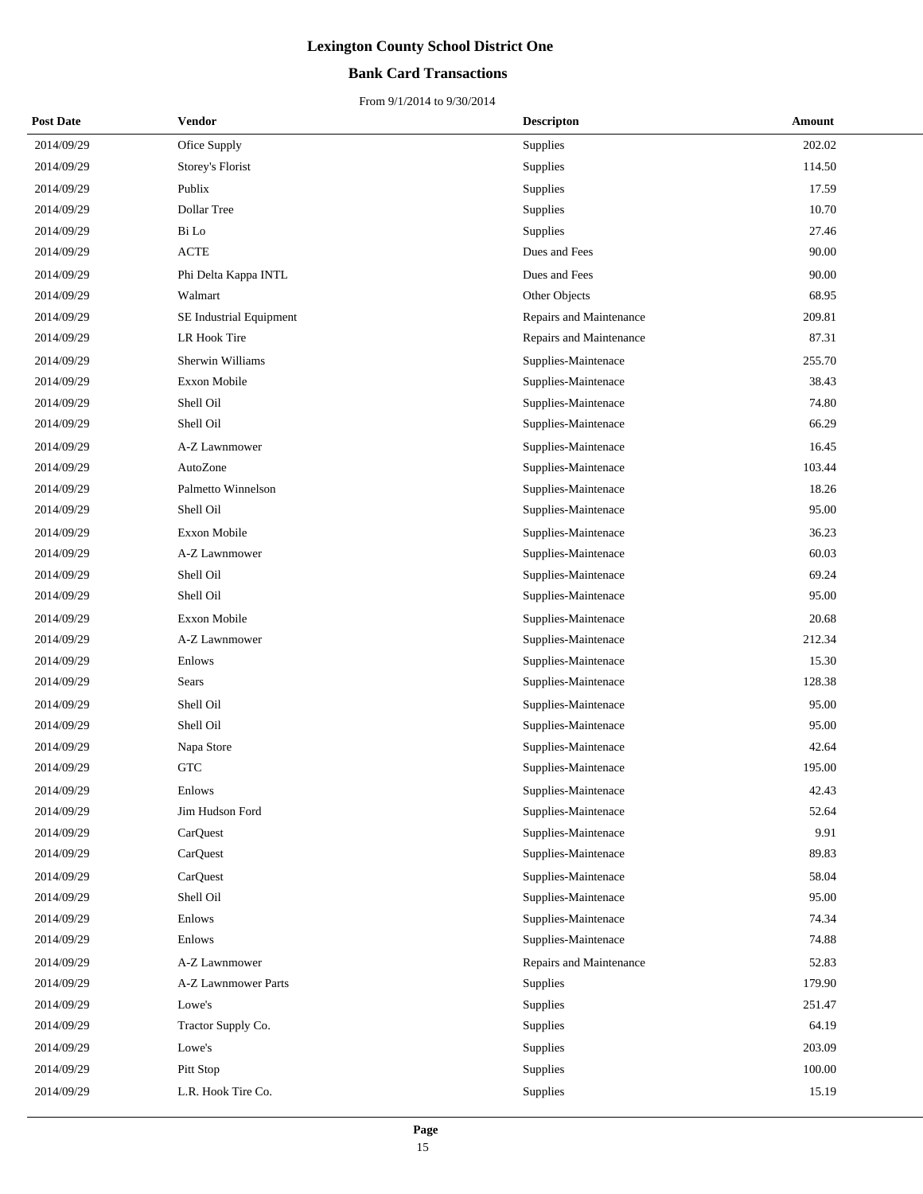# Lexington County School District One

## Bank Card Transactions

From 9/1/2014 to 9/30/2014

| Post Date | Vendor | Descripton | Amount |
|---|---|---|---|
| 2014/09/29 | Ofice Supply | Supplies | 202.02 |
| 2014/09/29 | Storey's Florist | Supplies | 114.50 |
| 2014/09/29 | Publix | Supplies | 17.59 |
| 2014/09/29 | Dollar Tree | Supplies | 10.70 |
| 2014/09/29 | Bi Lo | Supplies | 27.46 |
| 2014/09/29 | ACTE | Dues and Fees | 90.00 |
| 2014/09/29 | Phi Delta Kappa INTL | Dues and Fees | 90.00 |
| 2014/09/29 | Walmart | Other Objects | 68.95 |
| 2014/09/29 | SE Industrial Equipment | Repairs and Maintenance | 209.81 |
| 2014/09/29 | LR Hook Tire | Repairs and Maintenance | 87.31 |
| 2014/09/29 | Sherwin Williams | Supplies-Maintenace | 255.70 |
| 2014/09/29 | Exxon Mobile | Supplies-Maintenace | 38.43 |
| 2014/09/29 | Shell Oil | Supplies-Maintenace | 74.80 |
| 2014/09/29 | Shell Oil | Supplies-Maintenace | 66.29 |
| 2014/09/29 | A-Z Lawnmower | Supplies-Maintenace | 16.45 |
| 2014/09/29 | AutoZone | Supplies-Maintenace | 103.44 |
| 2014/09/29 | Palmetto Winnelson | Supplies-Maintenace | 18.26 |
| 2014/09/29 | Shell Oil | Supplies-Maintenace | 95.00 |
| 2014/09/29 | Exxon Mobile | Supplies-Maintenace | 36.23 |
| 2014/09/29 | A-Z Lawnmower | Supplies-Maintenace | 60.03 |
| 2014/09/29 | Shell Oil | Supplies-Maintenace | 69.24 |
| 2014/09/29 | Shell Oil | Supplies-Maintenace | 95.00 |
| 2014/09/29 | Exxon Mobile | Supplies-Maintenace | 20.68 |
| 2014/09/29 | A-Z Lawnmower | Supplies-Maintenace | 212.34 |
| 2014/09/29 | Enlows | Supplies-Maintenace | 15.30 |
| 2014/09/29 | Sears | Supplies-Maintenace | 128.38 |
| 2014/09/29 | Shell Oil | Supplies-Maintenace | 95.00 |
| 2014/09/29 | Shell Oil | Supplies-Maintenace | 95.00 |
| 2014/09/29 | Napa Store | Supplies-Maintenace | 42.64 |
| 2014/09/29 | GTC | Supplies-Maintenace | 195.00 |
| 2014/09/29 | Enlows | Supplies-Maintenace | 42.43 |
| 2014/09/29 | Jim Hudson Ford | Supplies-Maintenace | 52.64 |
| 2014/09/29 | CarQuest | Supplies-Maintenace | 9.91 |
| 2014/09/29 | CarQuest | Supplies-Maintenace | 89.83 |
| 2014/09/29 | CarQuest | Supplies-Maintenace | 58.04 |
| 2014/09/29 | Shell Oil | Supplies-Maintenace | 95.00 |
| 2014/09/29 | Enlows | Supplies-Maintenace | 74.34 |
| 2014/09/29 | Enlows | Supplies-Maintenace | 74.88 |
| 2014/09/29 | A-Z Lawnmower | Repairs and Maintenance | 52.83 |
| 2014/09/29 | A-Z Lawnmower Parts | Supplies | 179.90 |
| 2014/09/29 | Lowe's | Supplies | 251.47 |
| 2014/09/29 | Tractor Supply Co. | Supplies | 64.19 |
| 2014/09/29 | Lowe's | Supplies | 203.09 |
| 2014/09/29 | Pitt Stop | Supplies | 100.00 |
| 2014/09/29 | L.R. Hook Tire Co. | Supplies | 15.19 |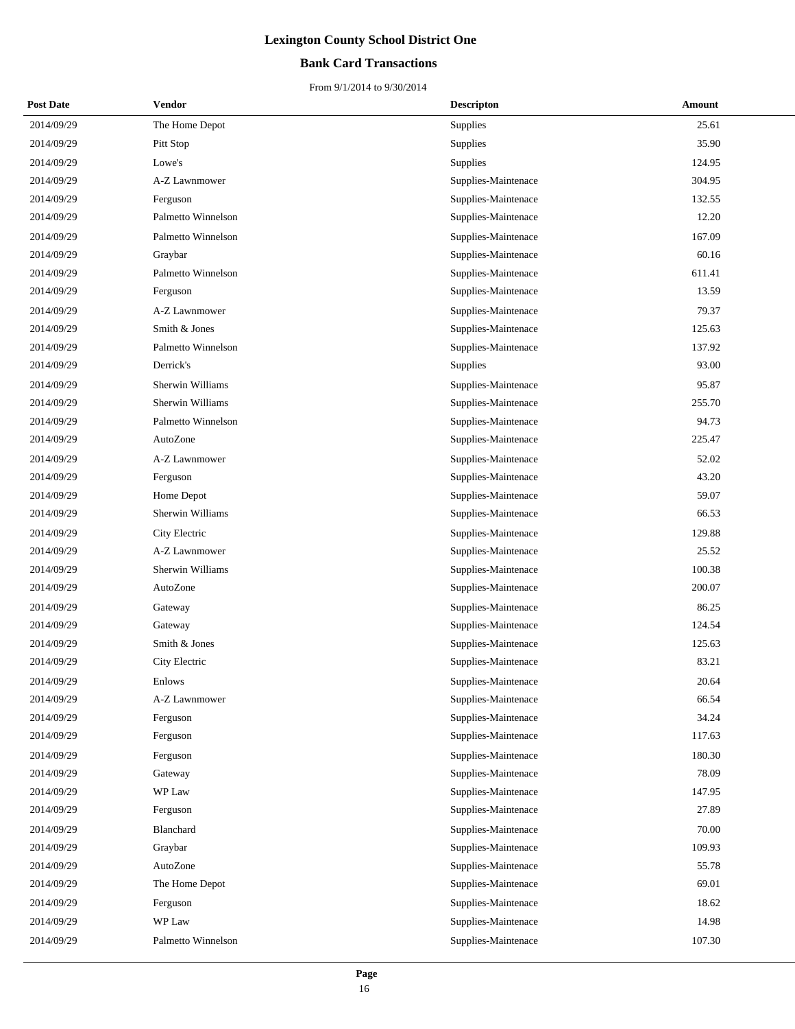# Lexington County School District One

## Bank Card Transactions

From 9/1/2014 to 9/30/2014

| Post Date | Vendor | Descripton | Amount |
|---|---|---|---|
| 2014/09/29 | The Home Depot | Supplies | 25.61 |
| 2014/09/29 | Pitt Stop | Supplies | 35.90 |
| 2014/09/29 | Lowe's | Supplies | 124.95 |
| 2014/09/29 | A-Z Lawnmower | Supplies-Maintenace | 304.95 |
| 2014/09/29 | Ferguson | Supplies-Maintenace | 132.55 |
| 2014/09/29 | Palmetto Winnelson | Supplies-Maintenace | 12.20 |
| 2014/09/29 | Palmetto Winnelson | Supplies-Maintenace | 167.09 |
| 2014/09/29 | Graybar | Supplies-Maintenace | 60.16 |
| 2014/09/29 | Palmetto Winnelson | Supplies-Maintenace | 611.41 |
| 2014/09/29 | Ferguson | Supplies-Maintenace | 13.59 |
| 2014/09/29 | A-Z Lawnmower | Supplies-Maintenace | 79.37 |
| 2014/09/29 | Smith & Jones | Supplies-Maintenace | 125.63 |
| 2014/09/29 | Palmetto Winnelson | Supplies-Maintenace | 137.92 |
| 2014/09/29 | Derrick's | Supplies | 93.00 |
| 2014/09/29 | Sherwin Williams | Supplies-Maintenace | 95.87 |
| 2014/09/29 | Sherwin Williams | Supplies-Maintenace | 255.70 |
| 2014/09/29 | Palmetto Winnelson | Supplies-Maintenace | 94.73 |
| 2014/09/29 | AutoZone | Supplies-Maintenace | 225.47 |
| 2014/09/29 | A-Z Lawnmower | Supplies-Maintenace | 52.02 |
| 2014/09/29 | Ferguson | Supplies-Maintenace | 43.20 |
| 2014/09/29 | Home Depot | Supplies-Maintenace | 59.07 |
| 2014/09/29 | Sherwin Williams | Supplies-Maintenace | 66.53 |
| 2014/09/29 | City Electric | Supplies-Maintenace | 129.88 |
| 2014/09/29 | A-Z Lawnmower | Supplies-Maintenace | 25.52 |
| 2014/09/29 | Sherwin Williams | Supplies-Maintenace | 100.38 |
| 2014/09/29 | AutoZone | Supplies-Maintenace | 200.07 |
| 2014/09/29 | Gateway | Supplies-Maintenace | 86.25 |
| 2014/09/29 | Gateway | Supplies-Maintenace | 124.54 |
| 2014/09/29 | Smith & Jones | Supplies-Maintenace | 125.63 |
| 2014/09/29 | City Electric | Supplies-Maintenace | 83.21 |
| 2014/09/29 | Enlows | Supplies-Maintenace | 20.64 |
| 2014/09/29 | A-Z Lawnmower | Supplies-Maintenace | 66.54 |
| 2014/09/29 | Ferguson | Supplies-Maintenace | 34.24 |
| 2014/09/29 | Ferguson | Supplies-Maintenace | 117.63 |
| 2014/09/29 | Ferguson | Supplies-Maintenace | 180.30 |
| 2014/09/29 | Gateway | Supplies-Maintenace | 78.09 |
| 2014/09/29 | WP Law | Supplies-Maintenace | 147.95 |
| 2014/09/29 | Ferguson | Supplies-Maintenace | 27.89 |
| 2014/09/29 | Blanchard | Supplies-Maintenace | 70.00 |
| 2014/09/29 | Graybar | Supplies-Maintenace | 109.93 |
| 2014/09/29 | AutoZone | Supplies-Maintenace | 55.78 |
| 2014/09/29 | The Home Depot | Supplies-Maintenace | 69.01 |
| 2014/09/29 | Ferguson | Supplies-Maintenace | 18.62 |
| 2014/09/29 | WP Law | Supplies-Maintenace | 14.98 |
| 2014/09/29 | Palmetto Winnelson | Supplies-Maintenace | 107.30 |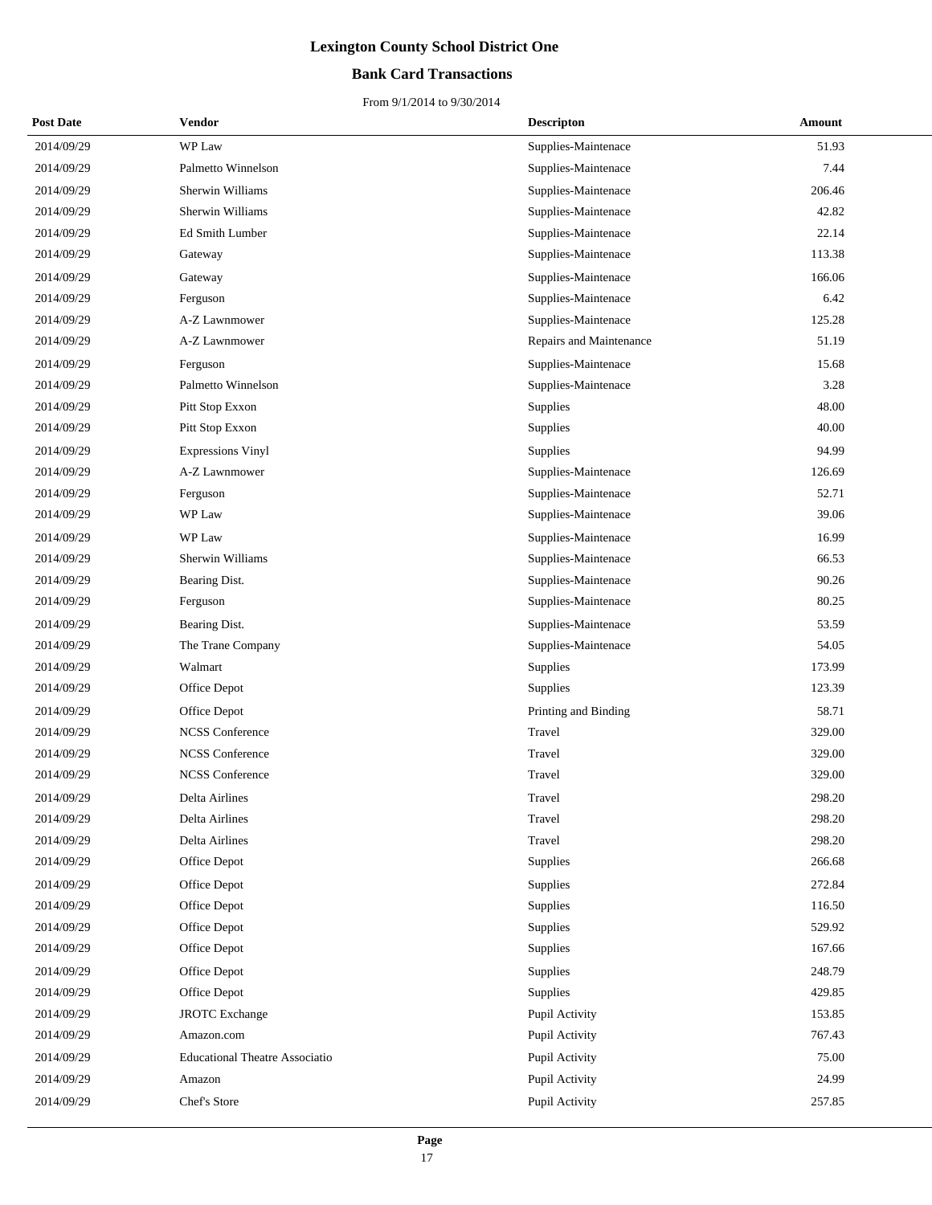# Lexington County School District One

## Bank Card Transactions

From 9/1/2014 to 9/30/2014

| Post Date | Vendor | Descripton | Amount |
|---|---|---|---|
| 2014/09/29 | WP Law | Supplies-Maintenace | 51.93 |
| 2014/09/29 | Palmetto Winnelson | Supplies-Maintenace | 7.44 |
| 2014/09/29 | Sherwin Williams | Supplies-Maintenace | 206.46 |
| 2014/09/29 | Sherwin Williams | Supplies-Maintenace | 42.82 |
| 2014/09/29 | Ed Smith Lumber | Supplies-Maintenace | 22.14 |
| 2014/09/29 | Gateway | Supplies-Maintenace | 113.38 |
| 2014/09/29 | Gateway | Supplies-Maintenace | 166.06 |
| 2014/09/29 | Ferguson | Supplies-Maintenace | 6.42 |
| 2014/09/29 | A-Z Lawnmower | Supplies-Maintenace | 125.28 |
| 2014/09/29 | A-Z Lawnmower | Repairs and Maintenance | 51.19 |
| 2014/09/29 | Ferguson | Supplies-Maintenace | 15.68 |
| 2014/09/29 | Palmetto Winnelson | Supplies-Maintenace | 3.28 |
| 2014/09/29 | Pitt Stop Exxon | Supplies | 48.00 |
| 2014/09/29 | Pitt Stop Exxon | Supplies | 40.00 |
| 2014/09/29 | Expressions Vinyl | Supplies | 94.99 |
| 2014/09/29 | A-Z Lawnmower | Supplies-Maintenace | 126.69 |
| 2014/09/29 | Ferguson | Supplies-Maintenace | 52.71 |
| 2014/09/29 | WP Law | Supplies-Maintenace | 39.06 |
| 2014/09/29 | WP Law | Supplies-Maintenace | 16.99 |
| 2014/09/29 | Sherwin Williams | Supplies-Maintenace | 66.53 |
| 2014/09/29 | Bearing Dist. | Supplies-Maintenace | 90.26 |
| 2014/09/29 | Ferguson | Supplies-Maintenace | 80.25 |
| 2014/09/29 | Bearing Dist. | Supplies-Maintenace | 53.59 |
| 2014/09/29 | The Trane Company | Supplies-Maintenace | 54.05 |
| 2014/09/29 | Walmart | Supplies | 173.99 |
| 2014/09/29 | Office Depot | Supplies | 123.39 |
| 2014/09/29 | Office Depot | Printing and Binding | 58.71 |
| 2014/09/29 | NCSS Conference | Travel | 329.00 |
| 2014/09/29 | NCSS Conference | Travel | 329.00 |
| 2014/09/29 | NCSS Conference | Travel | 329.00 |
| 2014/09/29 | Delta Airlines | Travel | 298.20 |
| 2014/09/29 | Delta Airlines | Travel | 298.20 |
| 2014/09/29 | Delta Airlines | Travel | 298.20 |
| 2014/09/29 | Office Depot | Supplies | 266.68 |
| 2014/09/29 | Office Depot | Supplies | 272.84 |
| 2014/09/29 | Office Depot | Supplies | 116.50 |
| 2014/09/29 | Office Depot | Supplies | 529.92 |
| 2014/09/29 | Office Depot | Supplies | 167.66 |
| 2014/09/29 | Office Depot | Supplies | 248.79 |
| 2014/09/29 | Office Depot | Supplies | 429.85 |
| 2014/09/29 | JROTC Exchange | Pupil Activity | 153.85 |
| 2014/09/29 | Amazon.com | Pupil Activity | 767.43 |
| 2014/09/29 | Educational Theatre Associatio | Pupil Activity | 75.00 |
| 2014/09/29 | Amazon | Pupil Activity | 24.99 |
| 2014/09/29 | Chef's Store | Pupil Activity | 257.85 |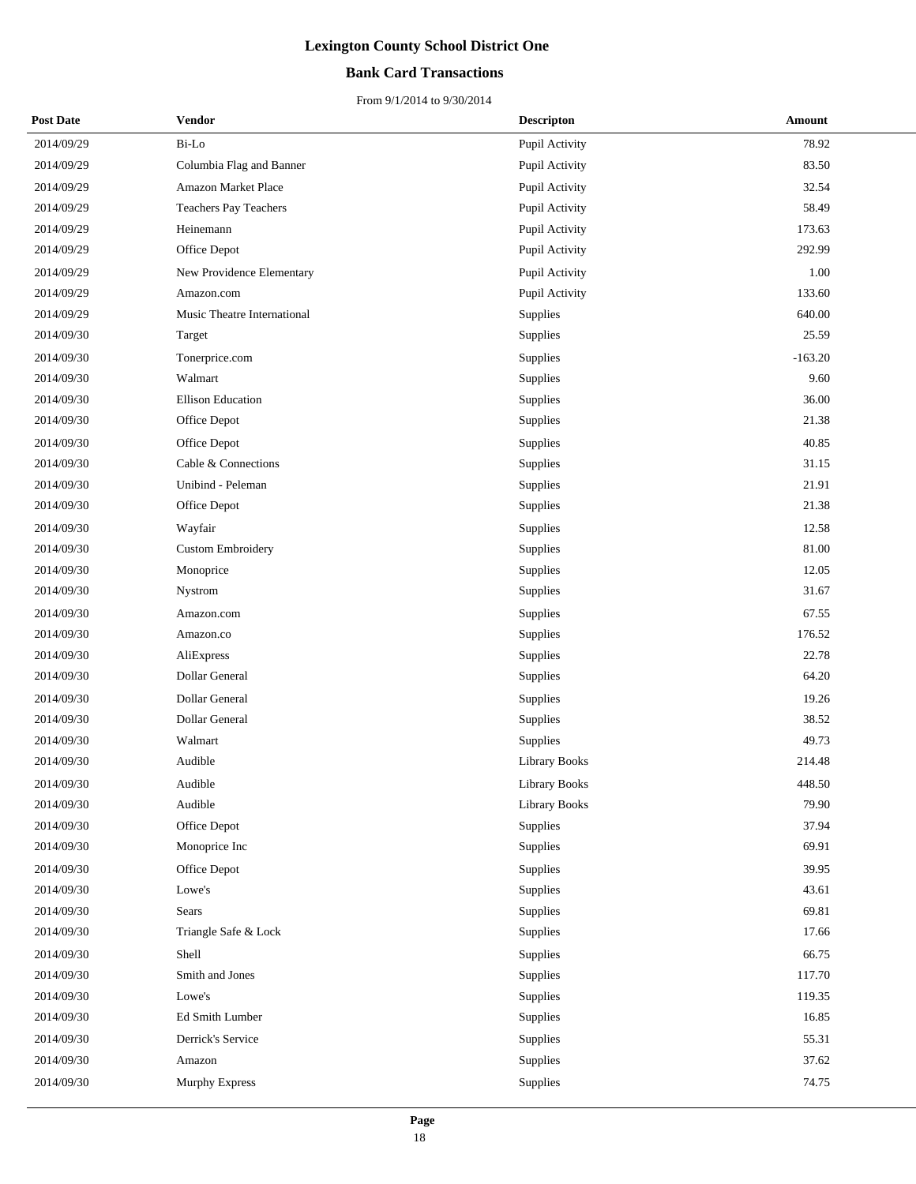# Lexington County School District One

## Bank Card Transactions

From 9/1/2014 to 9/30/2014

| Post Date | Vendor | Descripton | Amount |
|---|---|---|---|
| 2014/09/29 | Bi-Lo | Pupil Activity | 78.92 |
| 2014/09/29 | Columbia Flag and Banner | Pupil Activity | 83.50 |
| 2014/09/29 | Amazon Market Place | Pupil Activity | 32.54 |
| 2014/09/29 | Teachers Pay Teachers | Pupil Activity | 58.49 |
| 2014/09/29 | Heinemann | Pupil Activity | 173.63 |
| 2014/09/29 | Office Depot | Pupil Activity | 292.99 |
| 2014/09/29 | New Providence Elementary | Pupil Activity | 1.00 |
| 2014/09/29 | Amazon.com | Pupil Activity | 133.60 |
| 2014/09/29 | Music Theatre International | Supplies | 640.00 |
| 2014/09/30 | Target | Supplies | 25.59 |
| 2014/09/30 | Tonerprice.com | Supplies | -163.20 |
| 2014/09/30 | Walmart | Supplies | 9.60 |
| 2014/09/30 | Ellison Education | Supplies | 36.00 |
| 2014/09/30 | Office Depot | Supplies | 21.38 |
| 2014/09/30 | Office Depot | Supplies | 40.85 |
| 2014/09/30 | Cable & Connections | Supplies | 31.15 |
| 2014/09/30 | Unibind - Peleman | Supplies | 21.91 |
| 2014/09/30 | Office Depot | Supplies | 21.38 |
| 2014/09/30 | Wayfair | Supplies | 12.58 |
| 2014/09/30 | Custom Embroidery | Supplies | 81.00 |
| 2014/09/30 | Monoprice | Supplies | 12.05 |
| 2014/09/30 | Nystrom | Supplies | 31.67 |
| 2014/09/30 | Amazon.com | Supplies | 67.55 |
| 2014/09/30 | Amazon.co | Supplies | 176.52 |
| 2014/09/30 | AliExpress | Supplies | 22.78 |
| 2014/09/30 | Dollar General | Supplies | 64.20 |
| 2014/09/30 | Dollar General | Supplies | 19.26 |
| 2014/09/30 | Dollar General | Supplies | 38.52 |
| 2014/09/30 | Walmart | Supplies | 49.73 |
| 2014/09/30 | Audible | Library Books | 214.48 |
| 2014/09/30 | Audible | Library Books | 448.50 |
| 2014/09/30 | Audible | Library Books | 79.90 |
| 2014/09/30 | Office Depot | Supplies | 37.94 |
| 2014/09/30 | Monoprice Inc | Supplies | 69.91 |
| 2014/09/30 | Office Depot | Supplies | 39.95 |
| 2014/09/30 | Lowe's | Supplies | 43.61 |
| 2014/09/30 | Sears | Supplies | 69.81 |
| 2014/09/30 | Triangle Safe & Lock | Supplies | 17.66 |
| 2014/09/30 | Shell | Supplies | 66.75 |
| 2014/09/30 | Smith and Jones | Supplies | 117.70 |
| 2014/09/30 | Lowe's | Supplies | 119.35 |
| 2014/09/30 | Ed Smith Lumber | Supplies | 16.85 |
| 2014/09/30 | Derrick's Service | Supplies | 55.31 |
| 2014/09/30 | Amazon | Supplies | 37.62 |
| 2014/09/30 | Murphy Express | Supplies | 74.75 |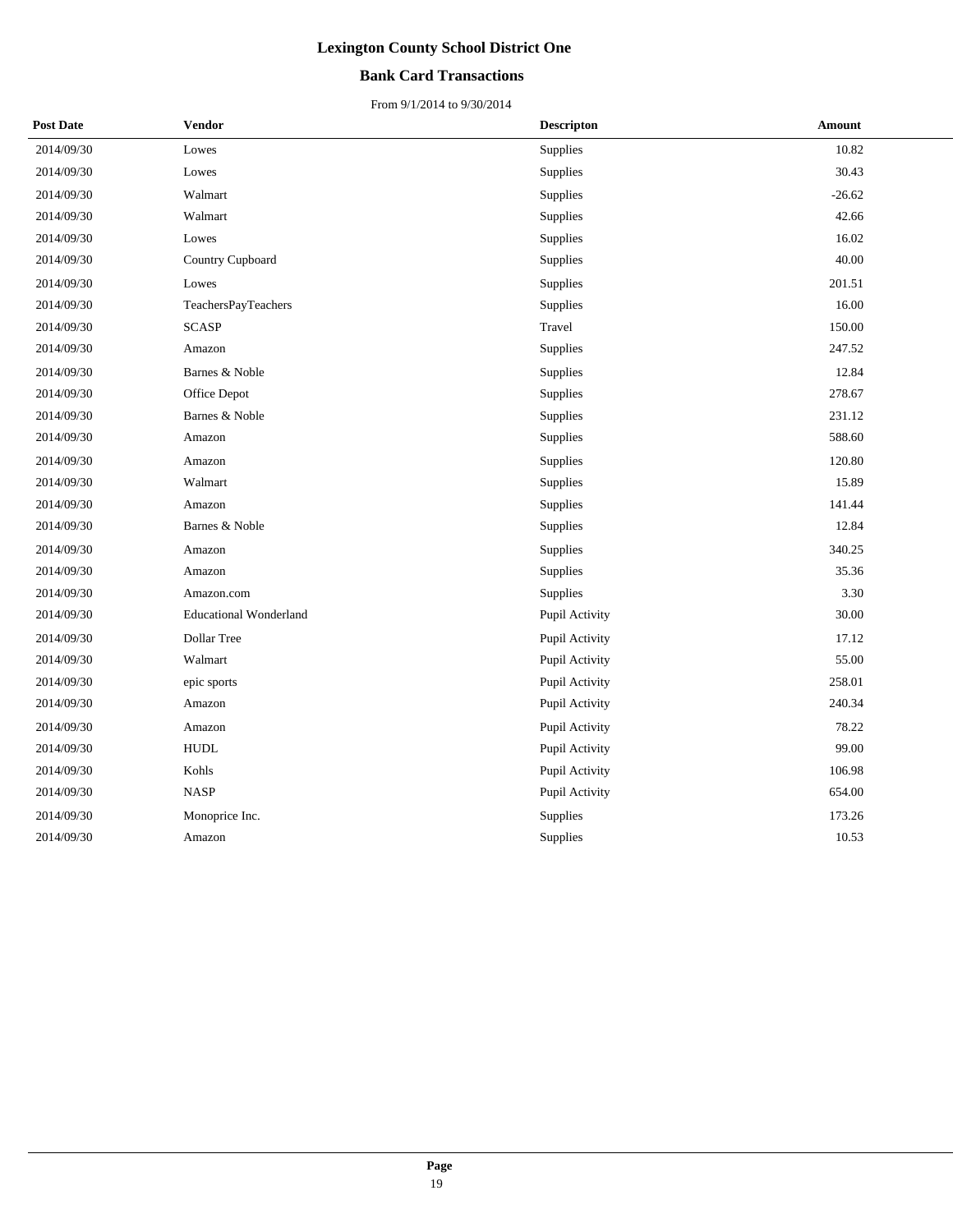# Lexington County School District One

## Bank Card Transactions

From 9/1/2014 to 9/30/2014

| Post Date | Vendor | Descripton | Amount |
|---|---|---|---|
| 2014/09/30 | Lowes | Supplies | 10.82 |
| 2014/09/30 | Lowes | Supplies | 30.43 |
| 2014/09/30 | Walmart | Supplies | -26.62 |
| 2014/09/30 | Walmart | Supplies | 42.66 |
| 2014/09/30 | Lowes | Supplies | 16.02 |
| 2014/09/30 | Country Cupboard | Supplies | 40.00 |
| 2014/09/30 | Lowes | Supplies | 201.51 |
| 2014/09/30 | TeachersPayTeachers | Supplies | 16.00 |
| 2014/09/30 | SCASP | Travel | 150.00 |
| 2014/09/30 | Amazon | Supplies | 247.52 |
| 2014/09/30 | Barnes & Noble | Supplies | 12.84 |
| 2014/09/30 | Office Depot | Supplies | 278.67 |
| 2014/09/30 | Barnes & Noble | Supplies | 231.12 |
| 2014/09/30 | Amazon | Supplies | 588.60 |
| 2014/09/30 | Amazon | Supplies | 120.80 |
| 2014/09/30 | Walmart | Supplies | 15.89 |
| 2014/09/30 | Amazon | Supplies | 141.44 |
| 2014/09/30 | Barnes & Noble | Supplies | 12.84 |
| 2014/09/30 | Amazon | Supplies | 340.25 |
| 2014/09/30 | Amazon | Supplies | 35.36 |
| 2014/09/30 | Amazon.com | Supplies | 3.30 |
| 2014/09/30 | Educational Wonderland | Pupil Activity | 30.00 |
| 2014/09/30 | Dollar Tree | Pupil Activity | 17.12 |
| 2014/09/30 | Walmart | Pupil Activity | 55.00 |
| 2014/09/30 | epic sports | Pupil Activity | 258.01 |
| 2014/09/30 | Amazon | Pupil Activity | 240.34 |
| 2014/09/30 | Amazon | Pupil Activity | 78.22 |
| 2014/09/30 | HUDL | Pupil Activity | 99.00 |
| 2014/09/30 | Kohls | Pupil Activity | 106.98 |
| 2014/09/30 | NASP | Pupil Activity | 654.00 |
| 2014/09/30 | Monoprice Inc. | Supplies | 173.26 |
| 2014/09/30 | Amazon | Supplies | 10.53 |